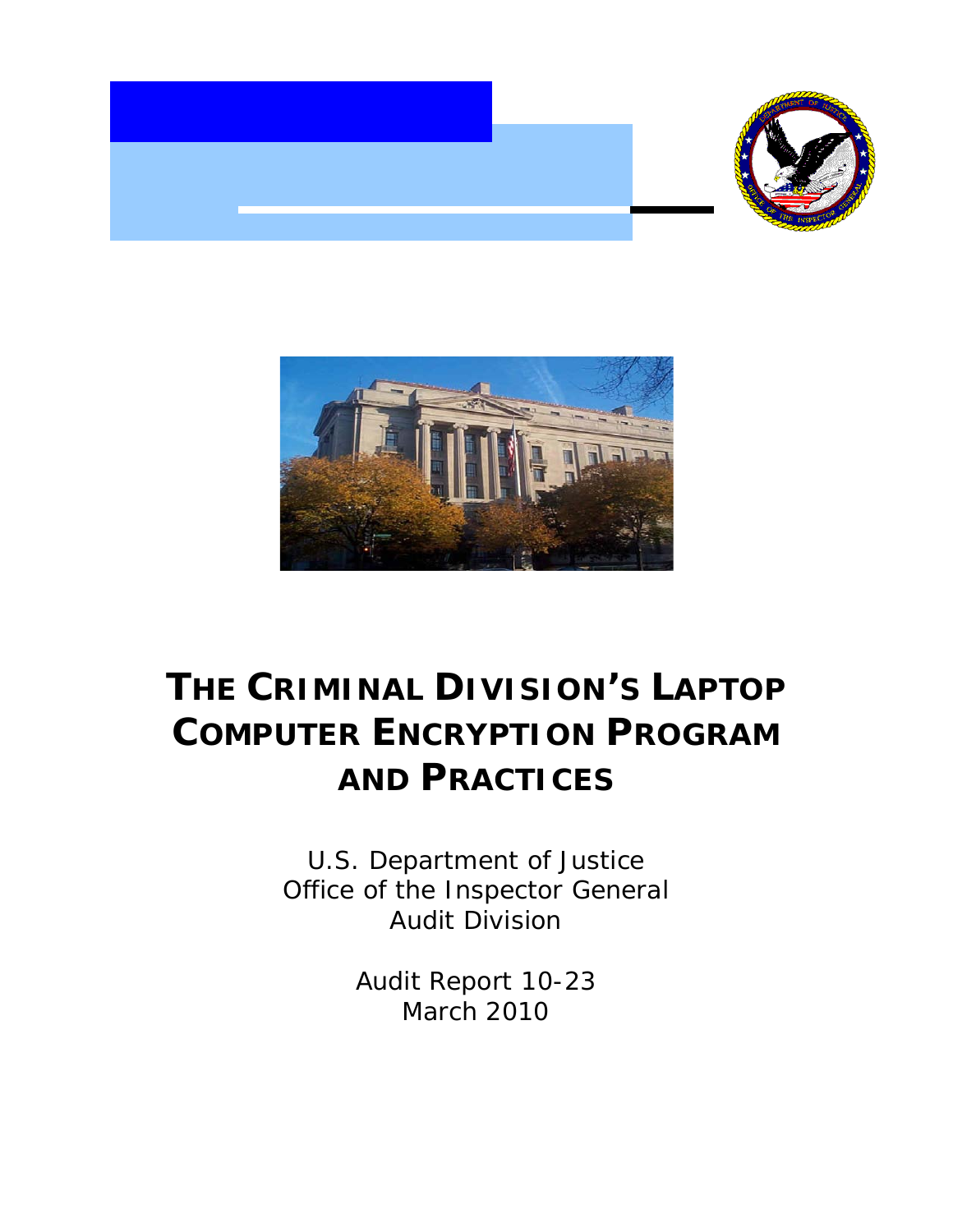# THE CRIMINAL DIVISION'S LAPTOP COMPUTER ENCRYPTION PROGRAM AND PRACTICES

U.S. Department of Justice
Office of the Inspector General
Audit Division

Audit Report 10-23
March 2010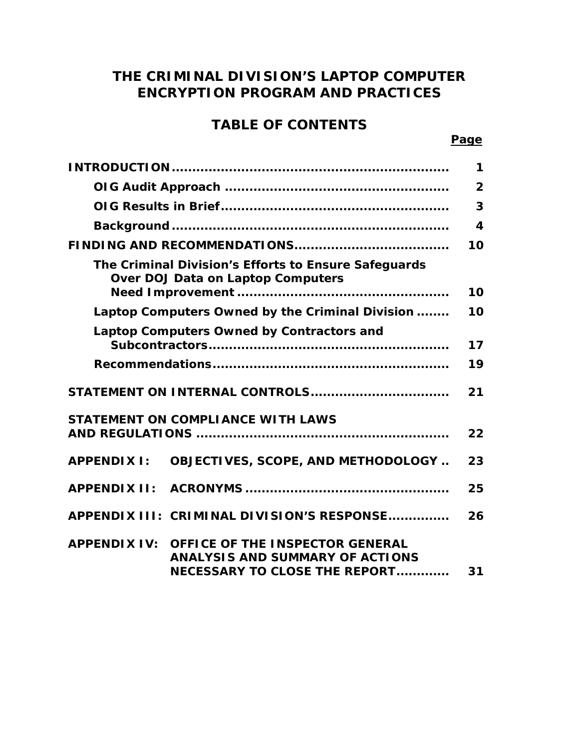# THE CRIMINAL DIVISION'S LAPTOP COMPUTER ENCRYPTION PROGRAM AND PRACTICES

## TABLE OF CONTENTS

| | Page |
|---|---|
| **INTRODUCTION** | **1** |
| **OIG Audit Approach** | **2** |
| **OIG Results in Brief** | **3** |
| **Background** | **4** |
| **FINDING AND RECOMMENDATIONS** | **10** |
| **The Criminal Division's Efforts to Ensure Safeguards Over DOJ Data on Laptop Computers Need Improvement** | **10** |
| **Laptop Computers Owned by the Criminal Division** | **10** |
| **Laptop Computers Owned by Contractors and Subcontractors** | **17** |
| **Recommendations** | **19** |
| **STATEMENT ON INTERNAL CONTROLS** | **21** |
| **STATEMENT ON COMPLIANCE WITH LAWS AND REGULATIONS** | **22** |
| **APPENDIX I: OBJECTIVES, SCOPE, AND METHODOLOGY** | **23** |
| **APPENDIX II: ACRONYMS** | **25** |
| **APPENDIX III: CRIMINAL DIVISION'S RESPONSE** | **26** |
| **APPENDIX IV: OFFICE OF THE INSPECTOR GENERAL ANALYSIS AND SUMMARY OF ACTIONS NECESSARY TO CLOSE THE REPORT** | **31** |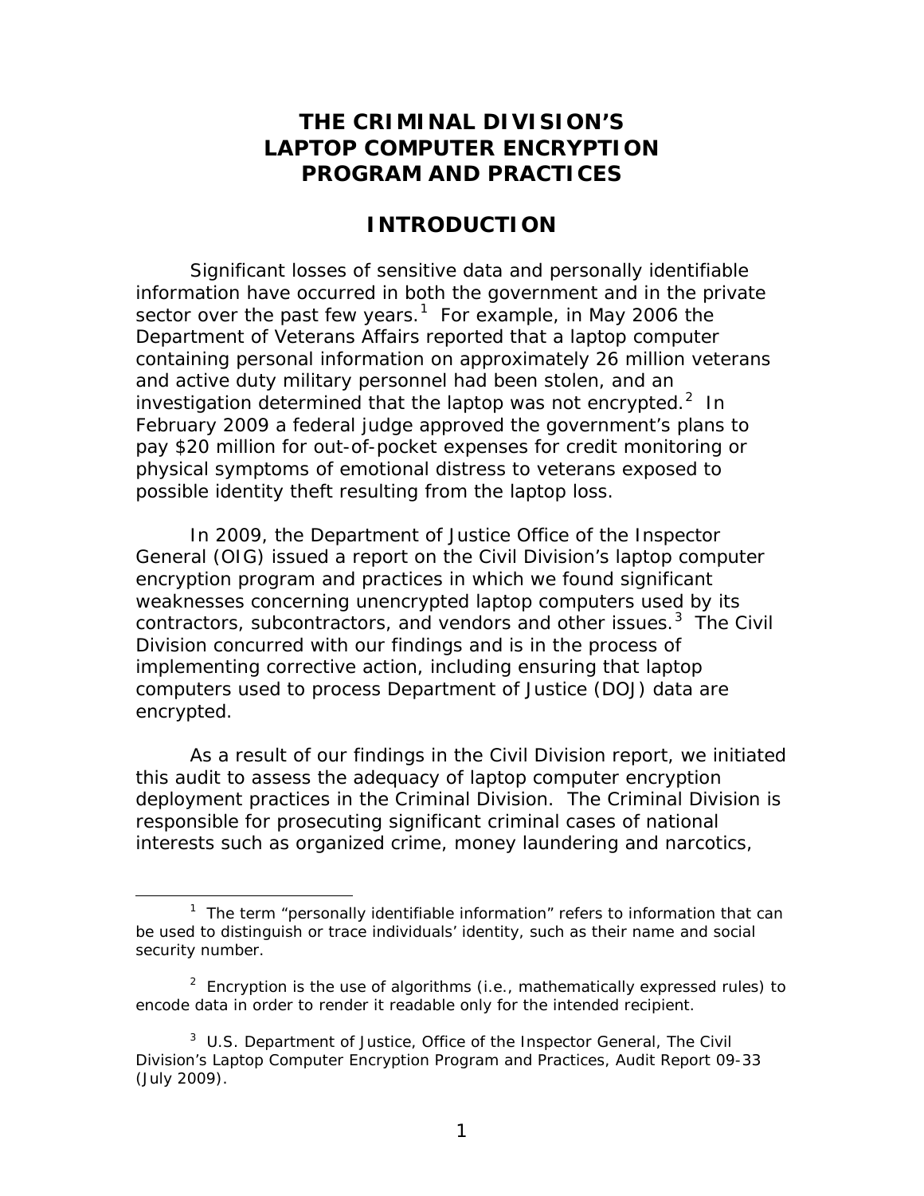# THE CRIMINAL DIVISION'S LAPTOP COMPUTER ENCRYPTION PROGRAM AND PRACTICES

## INTRODUCTION

Significant losses of sensitive data and personally identifiable information have occurred in both the government and in the private sector over the past few years.[1] For example, in May 2006 the Department of Veterans Affairs reported that a laptop computer containing personal information on approximately 26 million veterans and active duty military personnel had been stolen, and an investigation determined that the laptop was not encrypted.[2] In February 2009 a federal judge approved the government's plans to pay $20 million for out-of-pocket expenses for credit monitoring or physical symptoms of emotional distress to veterans exposed to possible identity theft resulting from the laptop loss.

In 2009, the Department of Justice Office of the Inspector General (OIG) issued a report on the Civil Division's laptop computer encryption program and practices in which we found significant weaknesses concerning unencrypted laptop computers used by its contractors, subcontractors, and vendors and other issues.[3] The Civil Division concurred with our findings and is in the process of implementing corrective action, including ensuring that laptop computers used to process Department of Justice (DOJ) data are encrypted.

As a result of our findings in the Civil Division report, we initiated this audit to assess the adequacy of laptop computer encryption deployment practices in the Criminal Division. The Criminal Division is responsible for prosecuting significant criminal cases of national interests such as organized crime, money laundering and narcotics,

---

[1] The term "personally identifiable information" refers to information that can be used to distinguish or trace individuals' identity, such as their name and social security number.

[2] Encryption is the use of algorithms (i.e., mathematically expressed rules) to encode data in order to render it readable only for the intended recipient.

[3] U.S. Department of Justice, Office of the Inspector General, The Civil Division's Laptop Computer Encryption Program and Practices, Audit Report 09-33 (July 2009).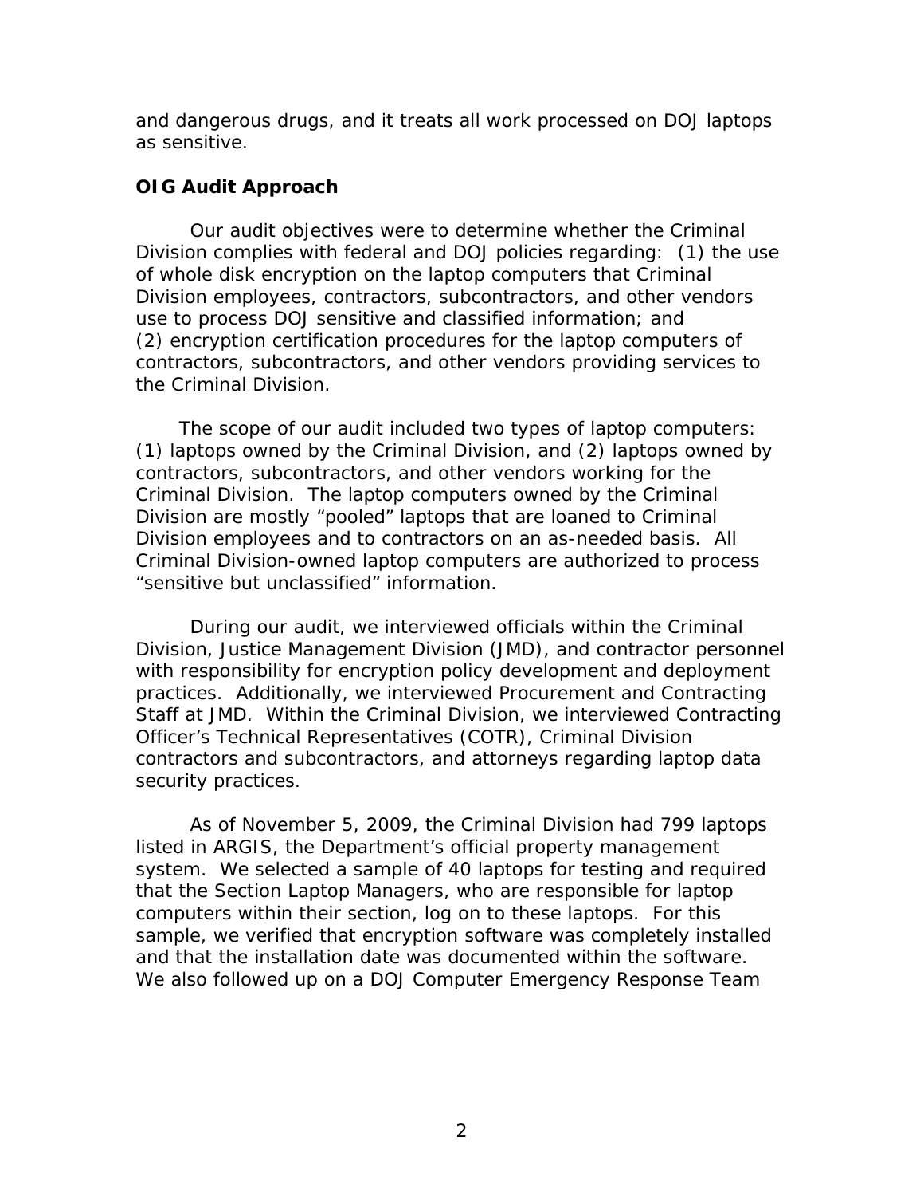and dangerous drugs, and it treats all work processed on DOJ laptops as sensitive.

## OIG Audit Approach

Our audit objectives were to determine whether the Criminal Division complies with federal and DOJ policies regarding: (1) the use of whole disk encryption on the laptop computers that Criminal Division employees, contractors, subcontractors, and other vendors use to process DOJ sensitive and classified information; and (2) encryption certification procedures for the laptop computers of contractors, subcontractors, and other vendors providing services to the Criminal Division.

The scope of our audit included two types of laptop computers: (1) laptops owned by the Criminal Division, and (2) laptops owned by contractors, subcontractors, and other vendors working for the Criminal Division. The laptop computers owned by the Criminal Division are mostly "pooled" laptops that are loaned to Criminal Division employees and to contractors on an as-needed basis. All Criminal Division-owned laptop computers are authorized to process "sensitive but unclassified" information.

During our audit, we interviewed officials within the Criminal Division, Justice Management Division (JMD), and contractor personnel with responsibility for encryption policy development and deployment practices. Additionally, we interviewed Procurement and Contracting Staff at JMD. Within the Criminal Division, we interviewed Contracting Officer's Technical Representatives (COTR), Criminal Division contractors and subcontractors, and attorneys regarding laptop data security practices.

As of November 5, 2009, the Criminal Division had 799 laptops listed in ARGIS, the Department's official property management system. We selected a sample of 40 laptops for testing and required that the Section Laptop Managers, who are responsible for laptop computers within their section, log on to these laptops. For this sample, we verified that encryption software was completely installed and that the installation date was documented within the software. We also followed up on a DOJ Computer Emergency Response Team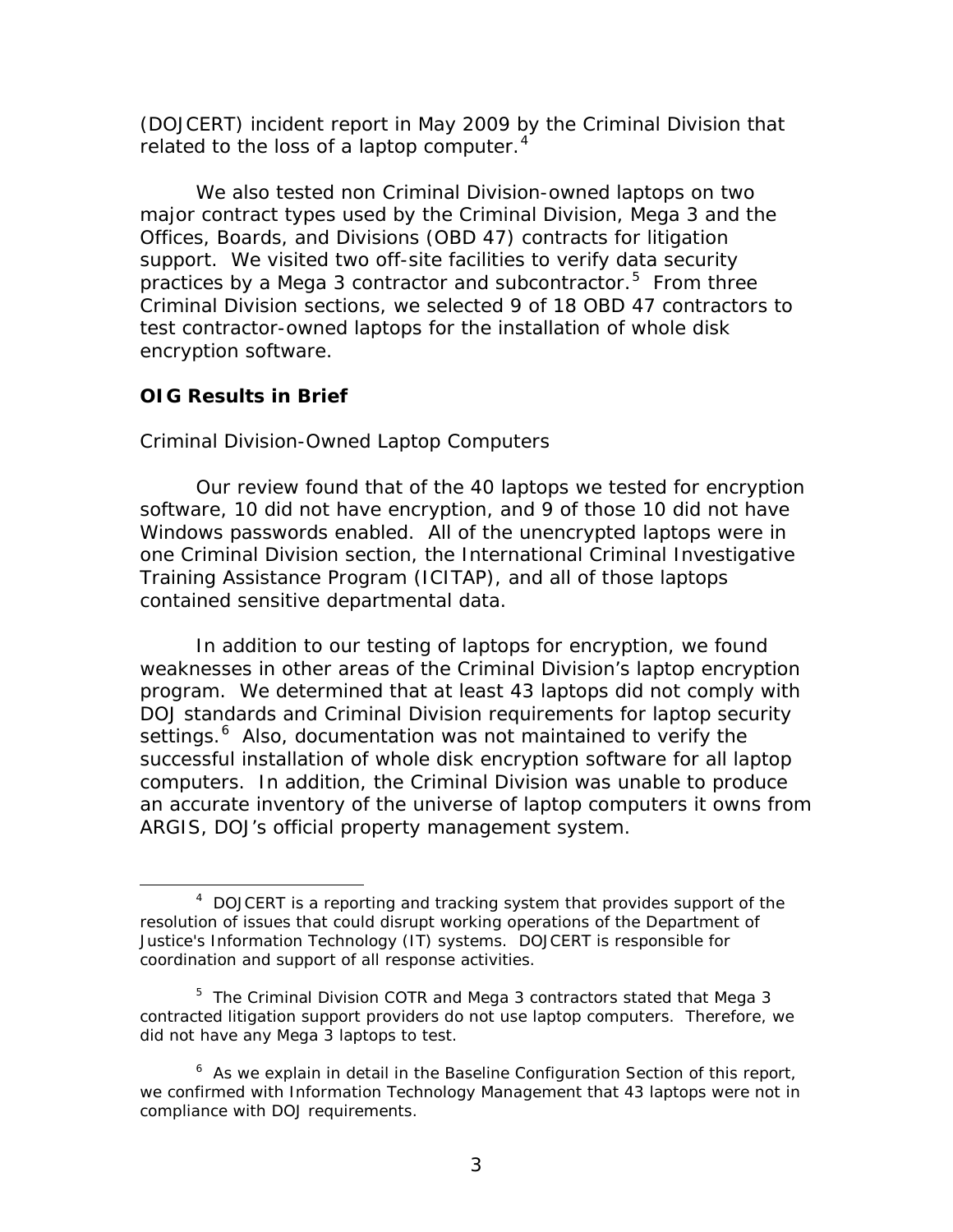(DOJCERT) incident report in May 2009 by the Criminal Division that related to the loss of a laptop computer.[4]

We also tested non Criminal Division-owned laptops on two major contract types used by the Criminal Division, Mega 3 and the Offices, Boards, and Divisions (OBD 47) contracts for litigation support. We visited two off-site facilities to verify data security practices by a Mega 3 contractor and subcontractor.[5] From three Criminal Division sections, we selected 9 of 18 OBD 47 contractors to test contractor-owned laptops for the installation of whole disk encryption software.

## OIG Results in Brief

### Criminal Division-Owned Laptop Computers

Our review found that of the 40 laptops we tested for encryption software, 10 did not have encryption, and 9 of those 10 did not have Windows passwords enabled. All of the unencrypted laptops were in one Criminal Division section, the International Criminal Investigative Training Assistance Program (ICITAP), and all of those laptops contained sensitive departmental data.

In addition to our testing of laptops for encryption, we found weaknesses in other areas of the Criminal Division's laptop encryption program. We determined that at least 43 laptops did not comply with DOJ standards and Criminal Division requirements for laptop security settings.[6] Also, documentation was not maintained to verify the successful installation of whole disk encryption software for all laptop computers. In addition, the Criminal Division was unable to produce an accurate inventory of the universe of laptop computers it owns from ARGIS, DOJ's official property management system.

[4] DOJCERT is a reporting and tracking system that provides support of the resolution of issues that could disrupt working operations of the Department of Justice's Information Technology (IT) systems. DOJCERT is responsible for coordination and support of all response activities.

[5] The Criminal Division COTR and Mega 3 contractors stated that Mega 3 contracted litigation support providers do not use laptop computers. Therefore, we did not have any Mega 3 laptops to test.

[6] As we explain in detail in the Baseline Configuration Section of this report, we confirmed with Information Technology Management that 43 laptops were not in compliance with DOJ requirements.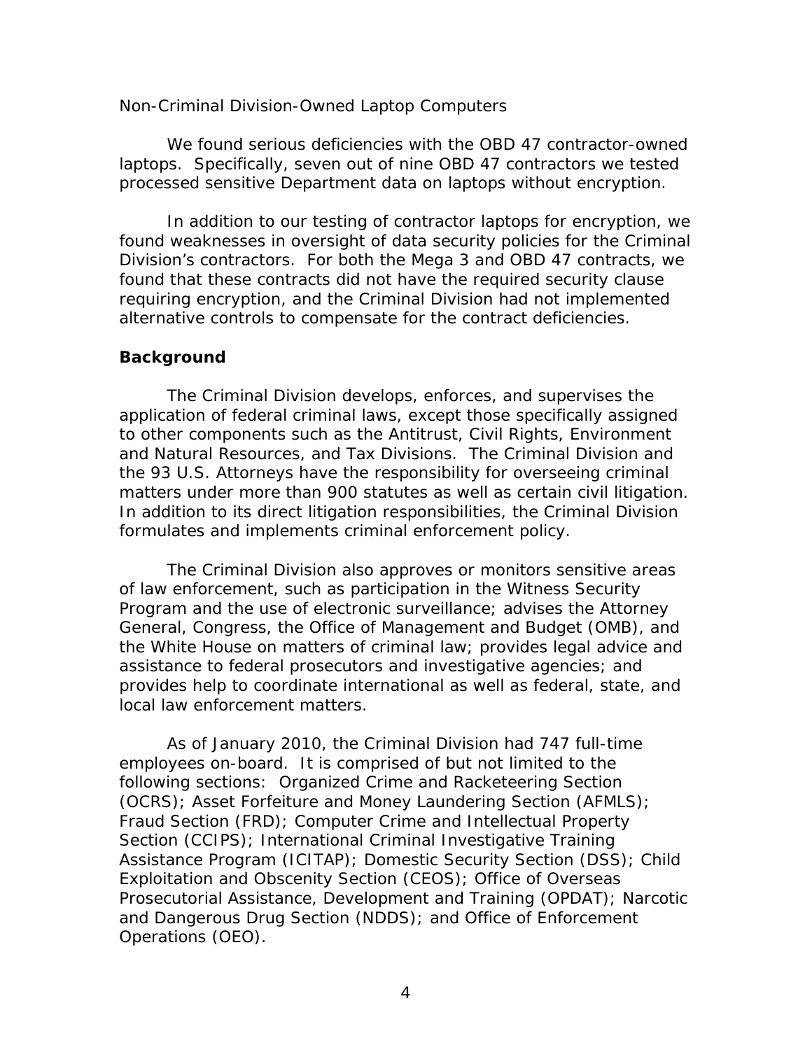Non-Criminal Division-Owned Laptop Computers

We found serious deficiencies with the OBD 47 contractor-owned laptops. Specifically, seven out of nine OBD 47 contractors we tested processed sensitive Department data on laptops without encryption.

In addition to our testing of contractor laptops for encryption, we found weaknesses in oversight of data security policies for the Criminal Division's contractors. For both the Mega 3 and OBD 47 contracts, we found that these contracts did not have the required security clause requiring encryption, and the Criminal Division had not implemented alternative controls to compensate for the contract deficiencies.

## Background

The Criminal Division develops, enforces, and supervises the application of federal criminal laws, except those specifically assigned to other components such as the Antitrust, Civil Rights, Environment and Natural Resources, and Tax Divisions. The Criminal Division and the 93 U.S. Attorneys have the responsibility for overseeing criminal matters under more than 900 statutes as well as certain civil litigation. In addition to its direct litigation responsibilities, the Criminal Division formulates and implements criminal enforcement policy.

The Criminal Division also approves or monitors sensitive areas of law enforcement, such as participation in the Witness Security Program and the use of electronic surveillance; advises the Attorney General, Congress, the Office of Management and Budget (OMB), and the White House on matters of criminal law; provides legal advice and assistance to federal prosecutors and investigative agencies; and provides help to coordinate international as well as federal, state, and local law enforcement matters.

As of January 2010, the Criminal Division had 747 full-time employees on-board. It is comprised of but not limited to the following sections: Organized Crime and Racketeering Section (OCRS); Asset Forfeiture and Money Laundering Section (AFMLS); Fraud Section (FRD); Computer Crime and Intellectual Property Section (CCIPS); International Criminal Investigative Training Assistance Program (ICITAP); Domestic Security Section (DSS); Child Exploitation and Obscenity Section (CEOS); Office of Overseas Prosecutorial Assistance, Development and Training (OPDAT); Narcotic and Dangerous Drug Section (NDDS); and Office of Enforcement Operations (OEO).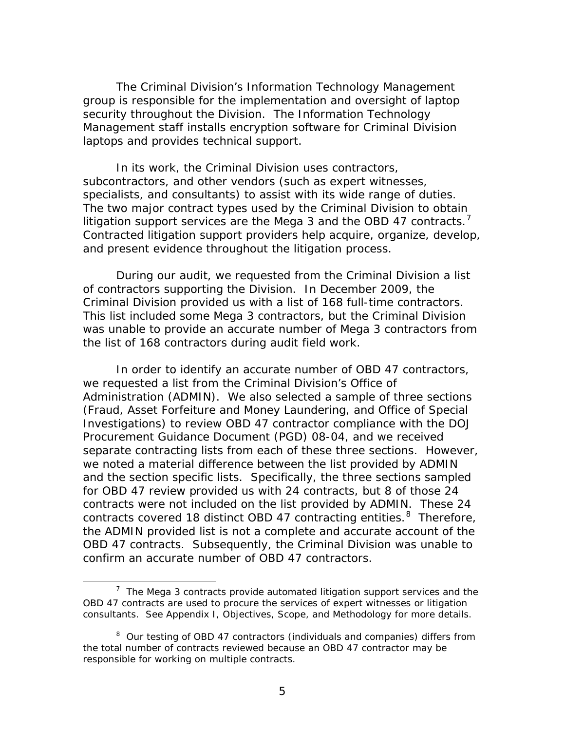The Criminal Division's Information Technology Management group is responsible for the implementation and oversight of laptop security throughout the Division. The Information Technology Management staff installs encryption software for Criminal Division laptops and provides technical support.

In its work, the Criminal Division uses contractors, subcontractors, and other vendors (such as expert witnesses, specialists, and consultants) to assist with its wide range of duties. The two major contract types used by the Criminal Division to obtain litigation support services are the Mega 3 and the OBD 47 contracts.[7] Contracted litigation support providers help acquire, organize, develop, and present evidence throughout the litigation process.

During our audit, we requested from the Criminal Division a list of contractors supporting the Division. In December 2009, the Criminal Division provided us with a list of 168 full-time contractors. This list included some Mega 3 contractors, but the Criminal Division was unable to provide an accurate number of Mega 3 contractors from the list of 168 contractors during audit field work.

In order to identify an accurate number of OBD 47 contractors, we requested a list from the Criminal Division's Office of Administration (ADMIN). We also selected a sample of three sections (Fraud, Asset Forfeiture and Money Laundering, and Office of Special Investigations) to review OBD 47 contractor compliance with the DOJ Procurement Guidance Document (PGD) 08-04, and we received separate contracting lists from each of these three sections. However, we noted a material difference between the list provided by ADMIN and the section specific lists. Specifically, the three sections sampled for OBD 47 review provided us with 24 contracts, but 8 of those 24 contracts were not included on the list provided by ADMIN. These 24 contracts covered 18 distinct OBD 47 contracting entities.[8] Therefore, the ADMIN provided list is not a complete and accurate account of the OBD 47 contracts. Subsequently, the Criminal Division was unable to confirm an accurate number of OBD 47 contractors.

[7] The Mega 3 contracts provide automated litigation support services and the OBD 47 contracts are used to procure the services of expert witnesses or litigation consultants. See Appendix I, Objectives, Scope, and Methodology for more details.

[8] Our testing of OBD 47 contractors (individuals and companies) differs from the total number of contracts reviewed because an OBD 47 contractor may be responsible for working on multiple contracts.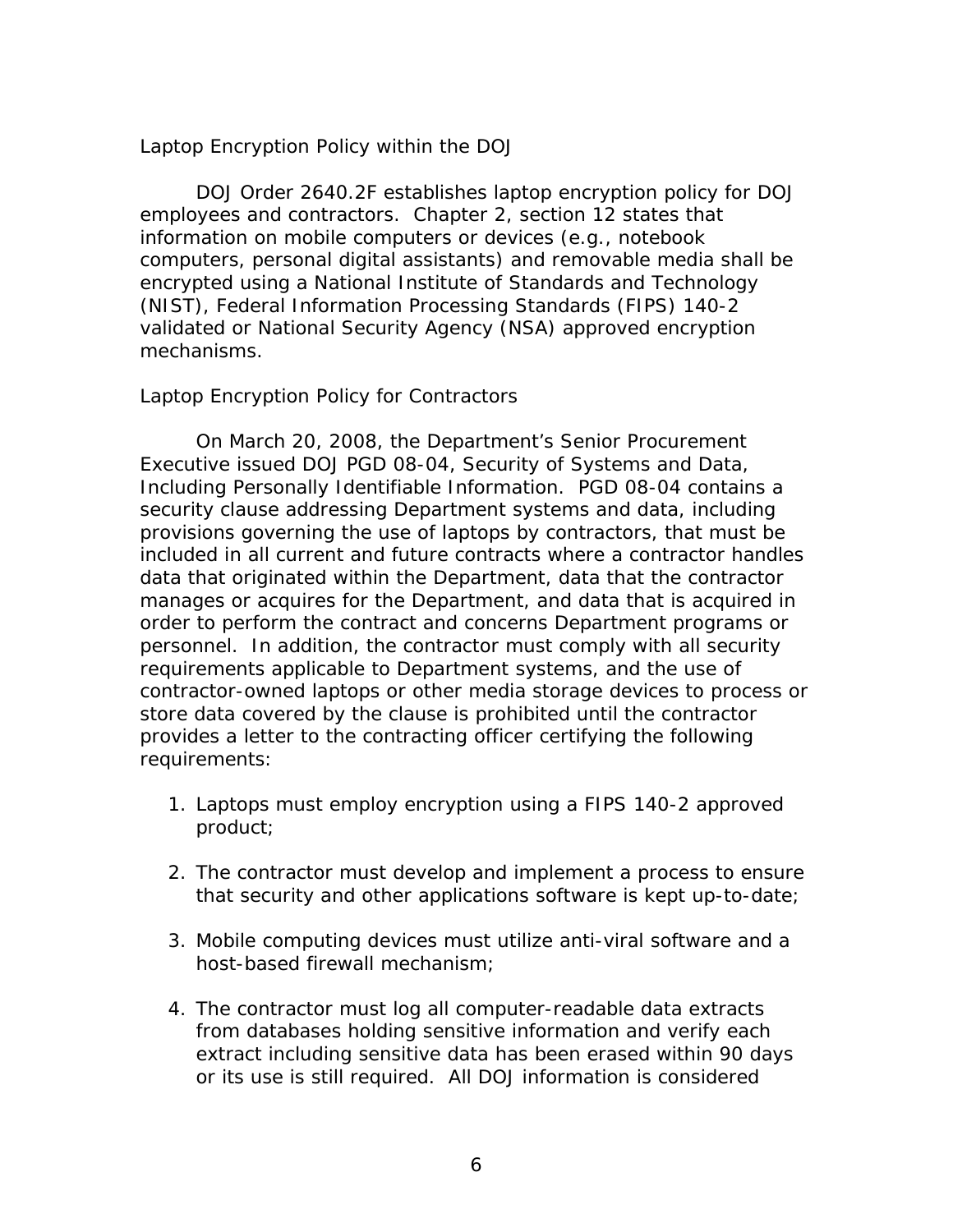### Laptop Encryption Policy within the DOJ

DOJ Order 2640.2F establishes laptop encryption policy for DOJ employees and contractors. Chapter 2, section 12 states that information on mobile computers or devices (e.g., notebook computers, personal digital assistants) and removable media shall be encrypted using a National Institute of Standards and Technology (NIST), Federal Information Processing Standards (FIPS) 140-2 validated or National Security Agency (NSA) approved encryption mechanisms.

### Laptop Encryption Policy for Contractors

On March 20, 2008, the Department's Senior Procurement Executive issued DOJ PGD 08-04, Security of Systems and Data, Including Personally Identifiable Information. PGD 08-04 contains a security clause addressing Department systems and data, including provisions governing the use of laptops by contractors, that must be included in all current and future contracts where a contractor handles data that originated within the Department, data that the contractor manages or acquires for the Department, and data that is acquired in order to perform the contract and concerns Department programs or personnel. In addition, the contractor must comply with all security requirements applicable to Department systems, and the use of contractor-owned laptops or other media storage devices to process or store data covered by the clause is prohibited until the contractor provides a letter to the contracting officer certifying the following requirements:

1. Laptops must employ encryption using a FIPS 140-2 approved product;

2. The contractor must develop and implement a process to ensure that security and other applications software is kept up-to-date;

3. Mobile computing devices must utilize anti-viral software and a host-based firewall mechanism;

4. The contractor must log all computer-readable data extracts from databases holding sensitive information and verify each extract including sensitive data has been erased within 90 days or its use is still required. All DOJ information is considered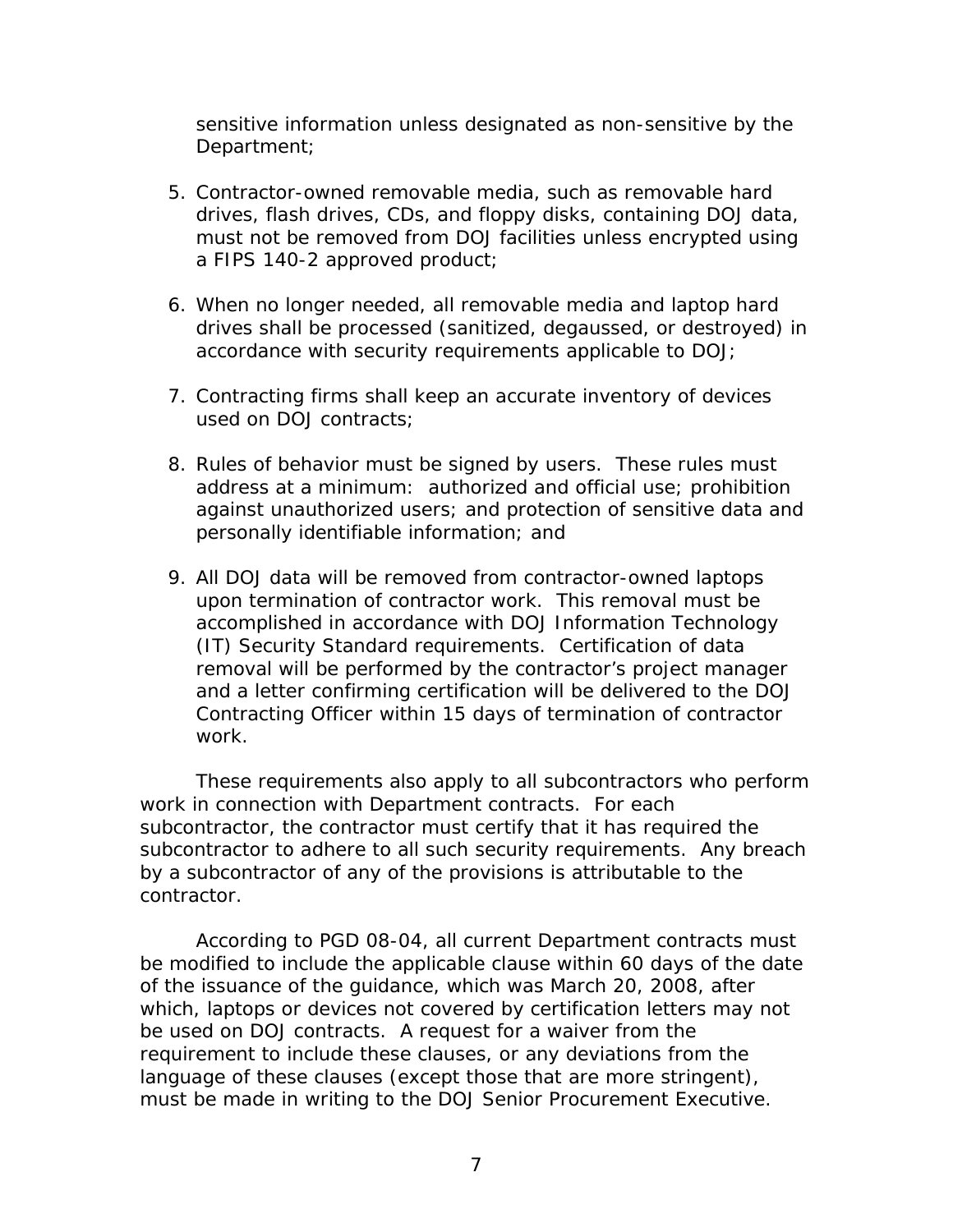sensitive information unless designated as non-sensitive by the Department;

5. Contractor-owned removable media, such as removable hard drives, flash drives, CDs, and floppy disks, containing DOJ data, must not be removed from DOJ facilities unless encrypted using a FIPS 140-2 approved product;

6. When no longer needed, all removable media and laptop hard drives shall be processed (sanitized, degaussed, or destroyed) in accordance with security requirements applicable to DOJ;

7. Contracting firms shall keep an accurate inventory of devices used on DOJ contracts;

8. Rules of behavior must be signed by users. These rules must address at a minimum: authorized and official use; prohibition against unauthorized users; and protection of sensitive data and personally identifiable information; and

9. All DOJ data will be removed from contractor-owned laptops upon termination of contractor work. This removal must be accomplished in accordance with DOJ Information Technology (IT) Security Standard requirements. Certification of data removal will be performed by the contractor's project manager and a letter confirming certification will be delivered to the DOJ Contracting Officer within 15 days of termination of contractor work.

These requirements also apply to all subcontractors who perform work in connection with Department contracts. For each subcontractor, the contractor must certify that it has required the subcontractor to adhere to all such security requirements. Any breach by a subcontractor of any of the provisions is attributable to the contractor.

According to PGD 08-04, all current Department contracts must be modified to include the applicable clause within 60 days of the date of the issuance of the guidance, which was March 20, 2008, after which, laptops or devices not covered by certification letters may not be used on DOJ contracts. A request for a waiver from the requirement to include these clauses, or any deviations from the language of these clauses (except those that are more stringent), must be made in writing to the DOJ Senior Procurement Executive.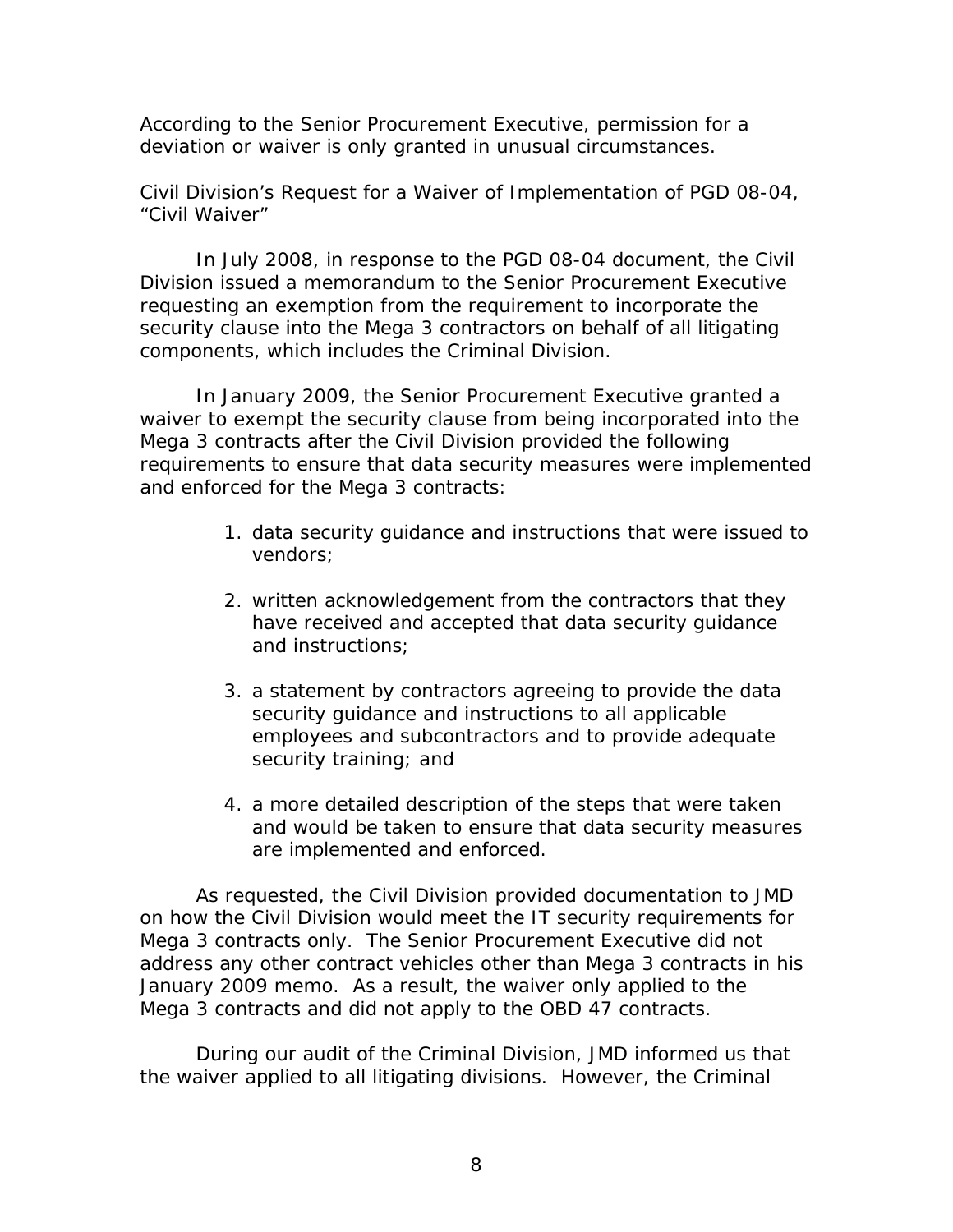According to the Senior Procurement Executive, permission for a deviation or waiver is only granted in unusual circumstances.

*Civil Division's Request for a Waiver of Implementation of PGD 08-04, "Civil Waiver"*

In July 2008, in response to the PGD 08-04 document, the Civil Division issued a memorandum to the Senior Procurement Executive requesting an exemption from the requirement to incorporate the security clause into the Mega 3 contractors on behalf of all litigating components, which includes the Criminal Division.

In January 2009, the Senior Procurement Executive granted a waiver to exempt the security clause from being incorporated into the Mega 3 contracts after the Civil Division provided the following requirements to ensure that data security measures were implemented and enforced for the Mega 3 contracts:

1. data security guidance and instructions that were issued to vendors;
2. written acknowledgement from the contractors that they have received and accepted that data security guidance and instructions;
3. a statement by contractors agreeing to provide the data security guidance and instructions to all applicable employees and subcontractors and to provide adequate security training; and
4. a more detailed description of the steps that were taken and would be taken to ensure that data security measures are implemented and enforced.

As requested, the Civil Division provided documentation to JMD on how the Civil Division would meet the IT security requirements for Mega 3 contracts only. The Senior Procurement Executive did not address any other contract vehicles other than Mega 3 contracts in his January 2009 memo. As a result, the waiver only applied to the Mega 3 contracts and did not apply to the OBD 47 contracts.

During our audit of the Criminal Division, JMD informed us that the waiver applied to all litigating divisions. However, the Criminal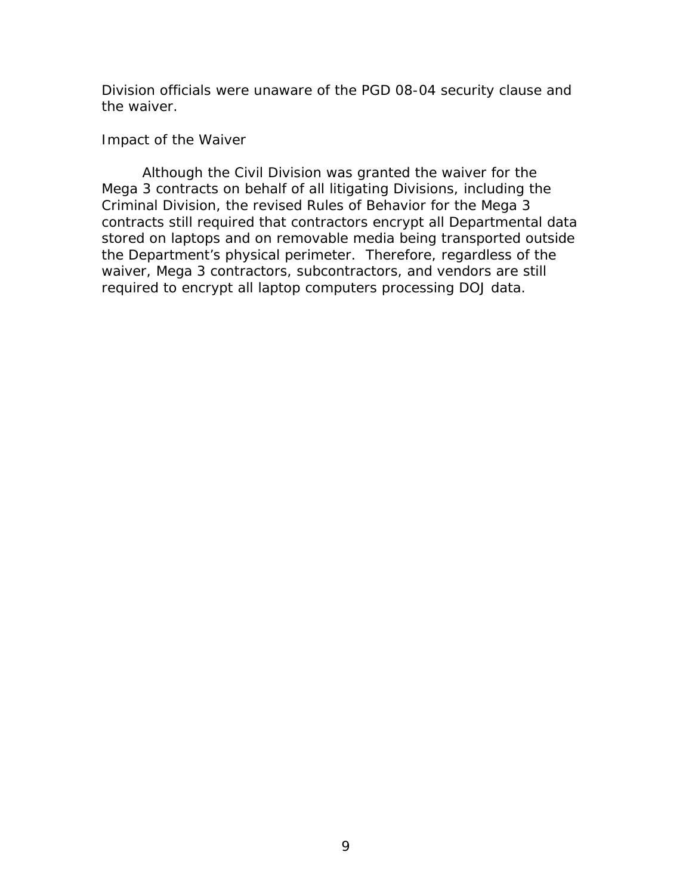Division officials were unaware of the PGD 08-04 security clause and the waiver.

*Impact of the Waiver*

Although the Civil Division was granted the waiver for the Mega 3 contracts on behalf of all litigating Divisions, including the Criminal Division, the revised Rules of Behavior for the Mega 3 contracts still required that contractors encrypt all Departmental data stored on laptops and on removable media being transported outside the Department's physical perimeter. Therefore, regardless of the waiver, Mega 3 contractors, subcontractors, and vendors are still required to encrypt all laptop computers processing DOJ data.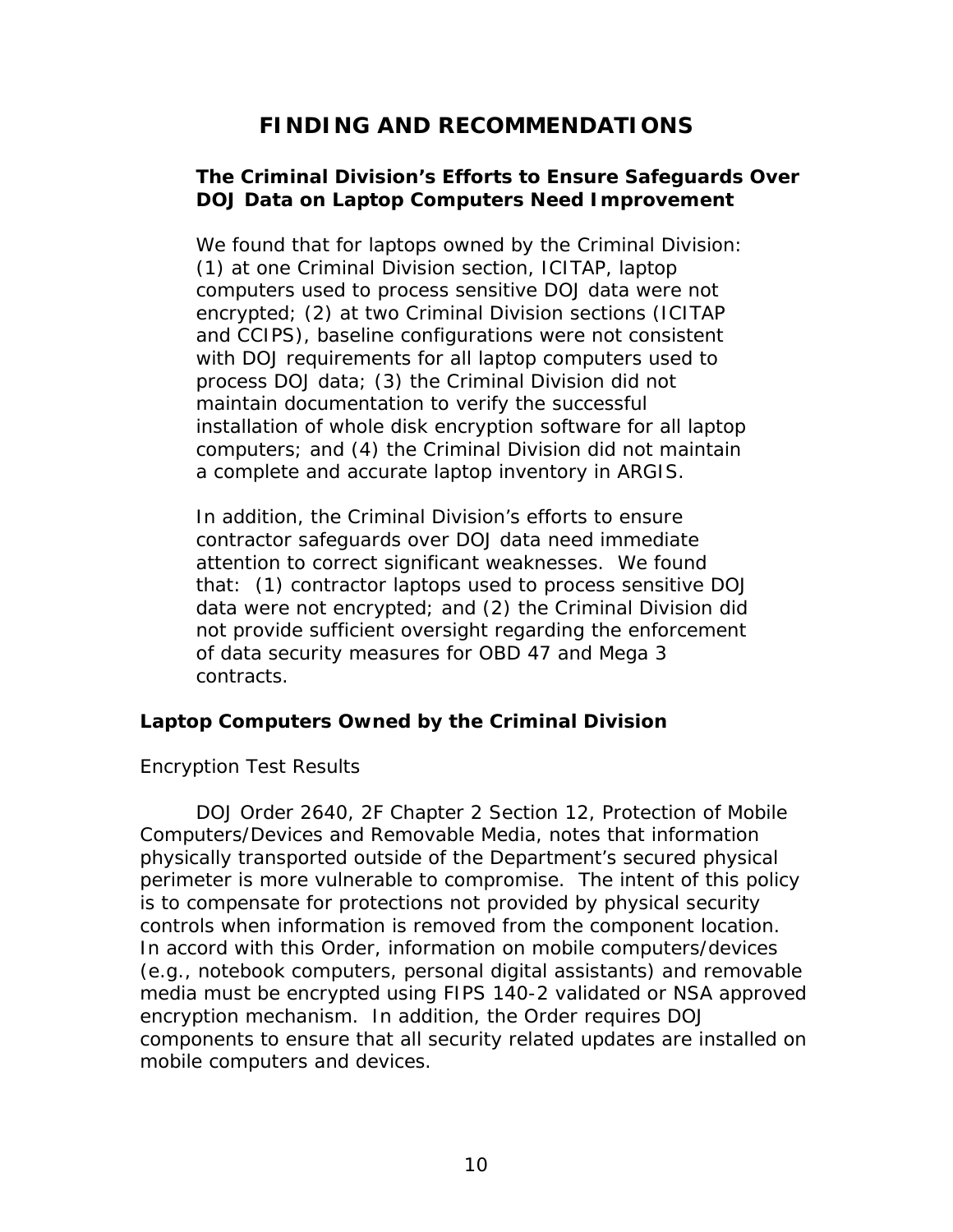# FINDING AND RECOMMENDATIONS

## The Criminal Division's Efforts to Ensure Safeguards Over DOJ Data on Laptop Computers Need Improvement

We found that for laptops owned by the Criminal Division: (1) at one Criminal Division section, ICITAP, laptop computers used to process sensitive DOJ data were not encrypted; (2) at two Criminal Division sections (ICITAP and CCIPS), baseline configurations were not consistent with DOJ requirements for all laptop computers used to process DOJ data; (3) the Criminal Division did not maintain documentation to verify the successful installation of whole disk encryption software for all laptop computers; and (4) the Criminal Division did not maintain a complete and accurate laptop inventory in ARGIS.

In addition, the Criminal Division's efforts to ensure contractor safeguards over DOJ data need immediate attention to correct significant weaknesses. We found that: (1) contractor laptops used to process sensitive DOJ data were not encrypted; and (2) the Criminal Division did not provide sufficient oversight regarding the enforcement of data security measures for OBD 47 and Mega 3 contracts.

### Laptop Computers Owned by the Criminal Division

Encryption Test Results

DOJ Order 2640, 2F Chapter 2 Section 12, Protection of Mobile Computers/Devices and Removable Media, notes that information physically transported outside of the Department's secured physical perimeter is more vulnerable to compromise. The intent of this policy is to compensate for protections not provided by physical security controls when information is removed from the component location. In accord with this Order, information on mobile computers/devices (e.g., notebook computers, personal digital assistants) and removable media must be encrypted using FIPS 140-2 validated or NSA approved encryption mechanism. In addition, the Order requires DOJ components to ensure that all security related updates are installed on mobile computers and devices.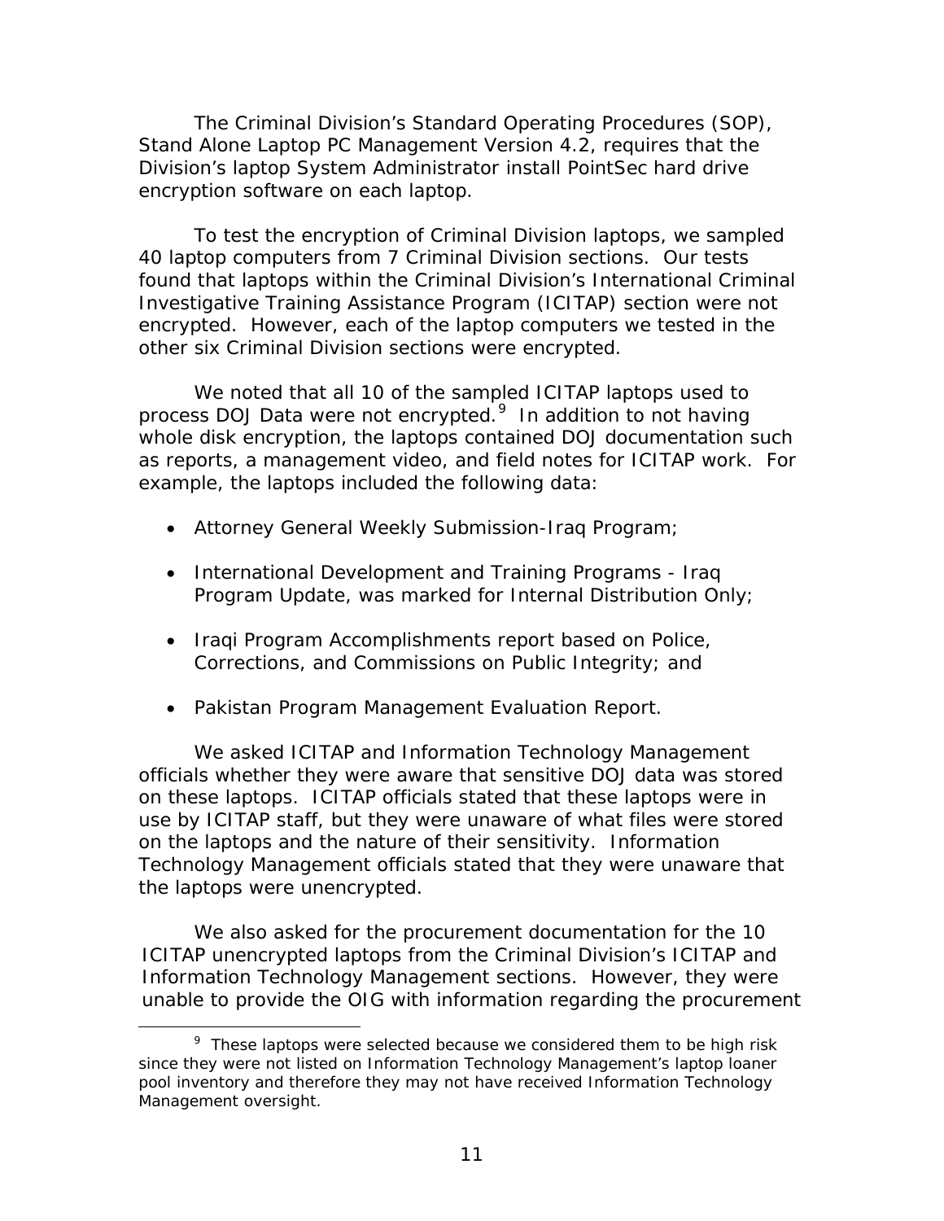The Criminal Division's Standard Operating Procedures (SOP), Stand Alone Laptop PC Management Version 4.2, requires that the Division's laptop System Administrator install PointSec hard drive encryption software on each laptop.

To test the encryption of Criminal Division laptops, we sampled 40 laptop computers from 7 Criminal Division sections. Our tests found that laptops within the Criminal Division's International Criminal Investigative Training Assistance Program (ICITAP) section were not encrypted. However, each of the laptop computers we tested in the other six Criminal Division sections were encrypted.

We noted that all 10 of the sampled ICITAP laptops used to process DOJ Data were not encrypted.[9] In addition to not having whole disk encryption, the laptops contained DOJ documentation such as reports, a management video, and field notes for ICITAP work. For example, the laptops included the following data:

- Attorney General Weekly Submission-Iraq Program;
- International Development and Training Programs - Iraq Program Update, was marked for Internal Distribution Only;
- Iraqi Program Accomplishments report based on Police, Corrections, and Commissions on Public Integrity; and
- Pakistan Program Management Evaluation Report.

We asked ICITAP and Information Technology Management officials whether they were aware that sensitive DOJ data was stored on these laptops. ICITAP officials stated that these laptops were in use by ICITAP staff, but they were unaware of what files were stored on the laptops and the nature of their sensitivity. Information Technology Management officials stated that they were unaware that the laptops were unencrypted.

We also asked for the procurement documentation for the 10 ICITAP unencrypted laptops from the Criminal Division's ICITAP and Information Technology Management sections. However, they were unable to provide the OIG with information regarding the procurement

[9] These laptops were selected because we considered them to be high risk since they were not listed on Information Technology Management's laptop loaner pool inventory and therefore they may not have received Information Technology Management oversight.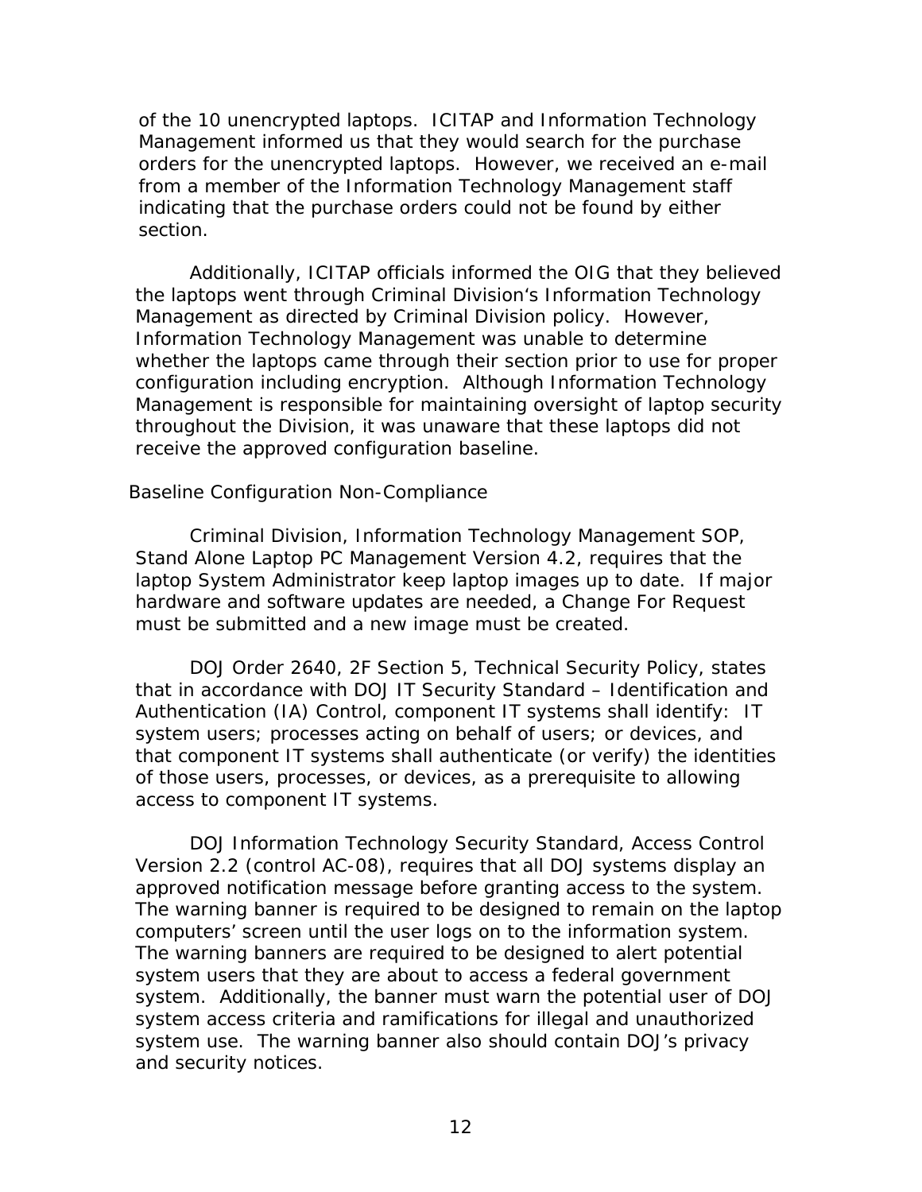of the 10 unencrypted laptops. ICITAP and Information Technology Management informed us that they would search for the purchase orders for the unencrypted laptops. However, we received an e-mail from a member of the Information Technology Management staff indicating that the purchase orders could not be found by either section.

Additionally, ICITAP officials informed the OIG that they believed the laptops went through Criminal Division's Information Technology Management as directed by Criminal Division policy. However, Information Technology Management was unable to determine whether the laptops came through their section prior to use for proper configuration including encryption. Although Information Technology Management is responsible for maintaining oversight of laptop security throughout the Division, it was unaware that these laptops did not receive the approved configuration baseline.

### Baseline Configuration Non-Compliance

Criminal Division, Information Technology Management SOP, Stand Alone Laptop PC Management Version 4.2, requires that the laptop System Administrator keep laptop images up to date. If major hardware and software updates are needed, a Change For Request must be submitted and a new image must be created.

DOJ Order 2640, 2F Section 5, Technical Security Policy, states that in accordance with DOJ IT Security Standard – Identification and Authentication (IA) Control, component IT systems shall identify: IT system users; processes acting on behalf of users; or devices, and that component IT systems shall authenticate (or verify) the identities of those users, processes, or devices, as a prerequisite to allowing access to component IT systems.

DOJ Information Technology Security Standard, Access Control Version 2.2 (control AC-08), requires that all DOJ systems display an approved notification message before granting access to the system. The warning banner is required to be designed to remain on the laptop computers' screen until the user logs on to the information system. The warning banners are required to be designed to alert potential system users that they are about to access a federal government system. Additionally, the banner must warn the potential user of DOJ system access criteria and ramifications for illegal and unauthorized system use. The warning banner also should contain DOJ's privacy and security notices.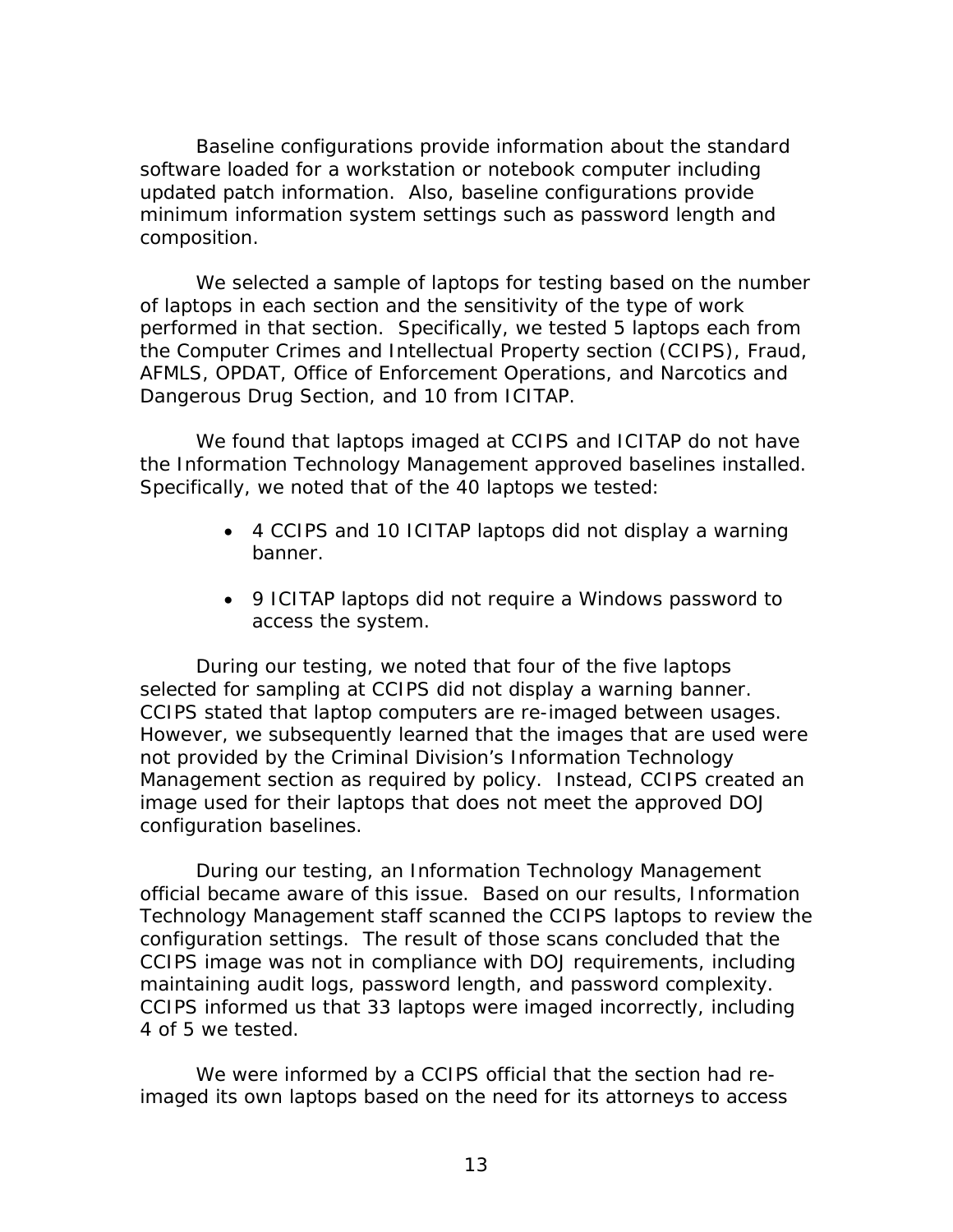Baseline configurations provide information about the standard software loaded for a workstation or notebook computer including updated patch information. Also, baseline configurations provide minimum information system settings such as password length and composition.

We selected a sample of laptops for testing based on the number of laptops in each section and the sensitivity of the type of work performed in that section. Specifically, we tested 5 laptops each from the Computer Crimes and Intellectual Property section (CCIPS), Fraud, AFMLS, OPDAT, Office of Enforcement Operations, and Narcotics and Dangerous Drug Section, and 10 from ICITAP.

We found that laptops imaged at CCIPS and ICITAP do not have the Information Technology Management approved baselines installed. Specifically, we noted that of the 40 laptops we tested:

- 4 CCIPS and 10 ICITAP laptops did not display a warning banner.
- 9 ICITAP laptops did not require a Windows password to access the system.

During our testing, we noted that four of the five laptops selected for sampling at CCIPS did not display a warning banner. CCIPS stated that laptop computers are re-imaged between usages. However, we subsequently learned that the images that are used were not provided by the Criminal Division's Information Technology Management section as required by policy. Instead, CCIPS created an image used for their laptops that does not meet the approved DOJ configuration baselines.

During our testing, an Information Technology Management official became aware of this issue. Based on our results, Information Technology Management staff scanned the CCIPS laptops to review the configuration settings. The result of those scans concluded that the CCIPS image was not in compliance with DOJ requirements, including maintaining audit logs, password length, and password complexity. CCIPS informed us that 33 laptops were imaged incorrectly, including 4 of 5 we tested.

We were informed by a CCIPS official that the section had re-imaged its own laptops based on the need for its attorneys to access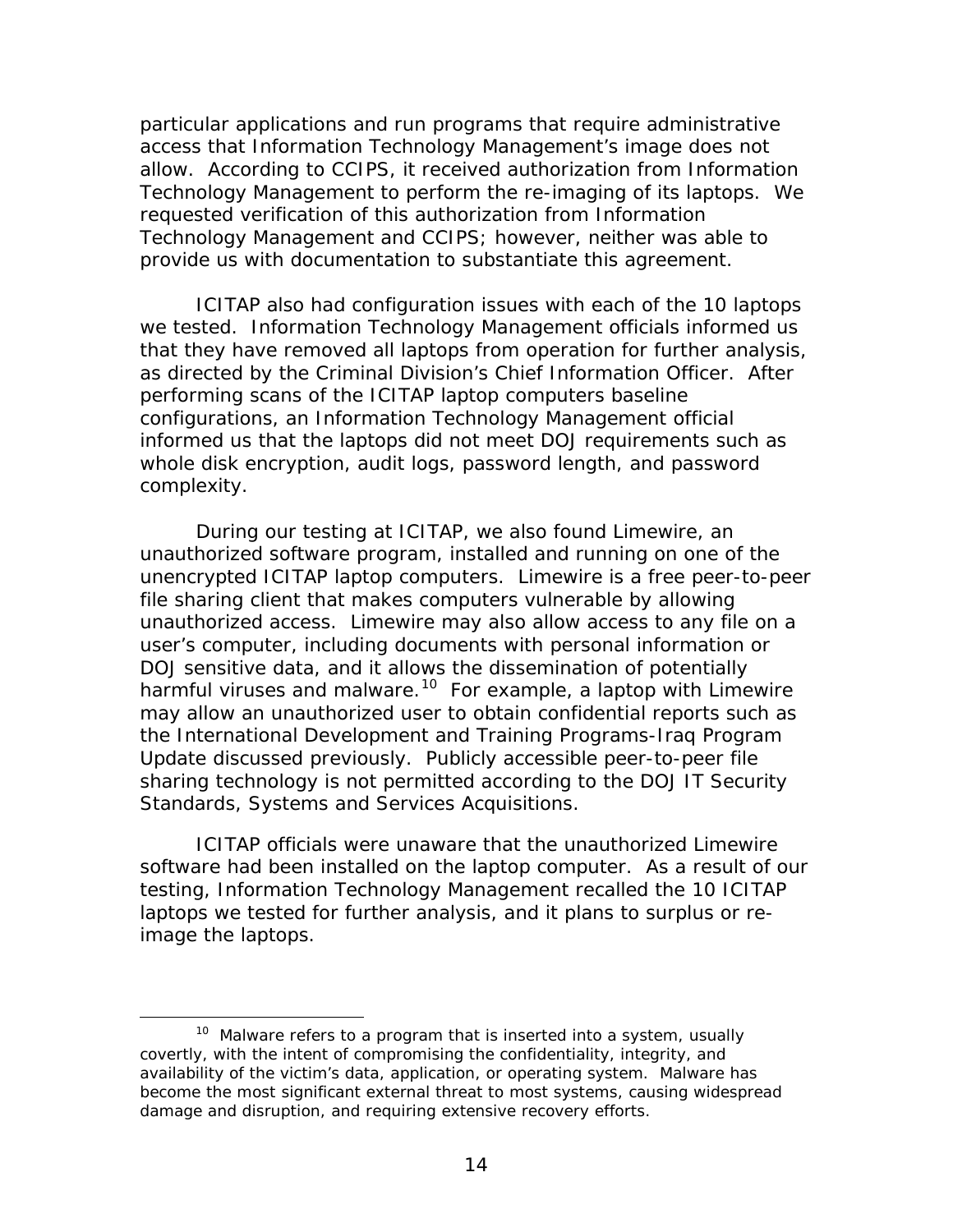particular applications and run programs that require administrative access that Information Technology Management's image does not allow. According to CCIPS, it received authorization from Information Technology Management to perform the re-imaging of its laptops. We requested verification of this authorization from Information Technology Management and CCIPS; however, neither was able to provide us with documentation to substantiate this agreement.

ICITAP also had configuration issues with each of the 10 laptops we tested. Information Technology Management officials informed us that they have removed all laptops from operation for further analysis, as directed by the Criminal Division's Chief Information Officer. After performing scans of the ICITAP laptop computers baseline configurations, an Information Technology Management official informed us that the laptops did not meet DOJ requirements such as whole disk encryption, audit logs, password length, and password complexity.

During our testing at ICITAP, we also found Limewire, an unauthorized software program, installed and running on one of the unencrypted ICITAP laptop computers. Limewire is a free peer-to-peer file sharing client that makes computers vulnerable by allowing unauthorized access. Limewire may also allow access to any file on a user's computer, including documents with personal information or DOJ sensitive data, and it allows the dissemination of potentially harmful viruses and malware.[10] For example, a laptop with Limewire may allow an unauthorized user to obtain confidential reports such as the International Development and Training Programs-Iraq Program Update discussed previously. Publicly accessible peer-to-peer file sharing technology is not permitted according to the DOJ IT Security Standards, Systems and Services Acquisitions.

ICITAP officials were unaware that the unauthorized Limewire software had been installed on the laptop computer. As a result of our testing, Information Technology Management recalled the 10 ICITAP laptops we tested for further analysis, and it plans to surplus or re-image the laptops.

---

[10] Malware refers to a program that is inserted into a system, usually covertly, with the intent of compromising the confidentiality, integrity, and availability of the victim's data, application, or operating system. Malware has become the most significant external threat to most systems, causing widespread damage and disruption, and requiring extensive recovery efforts.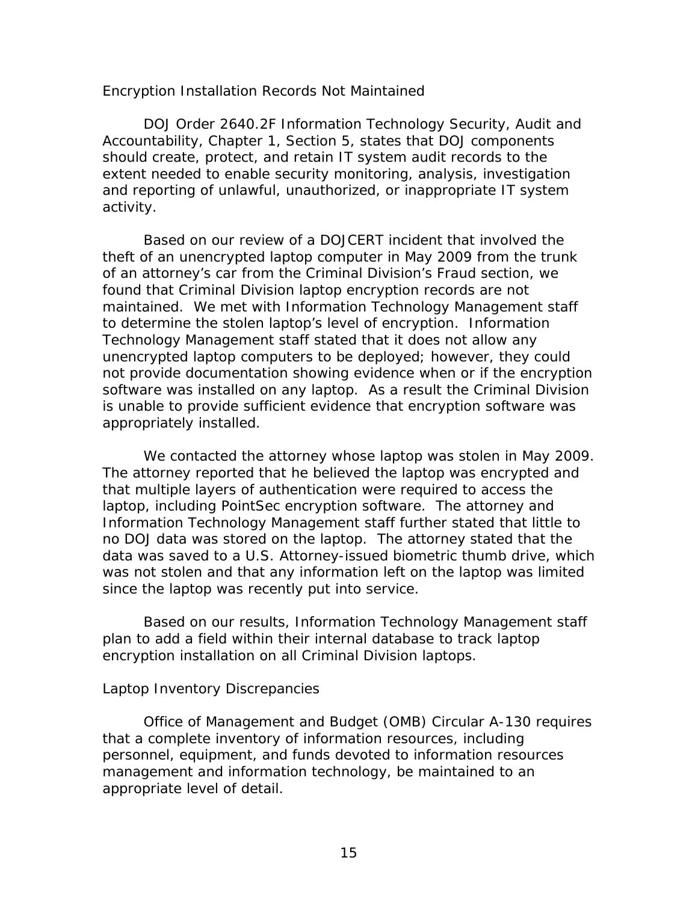### Encryption Installation Records Not Maintained

DOJ Order 2640.2F Information Technology Security, Audit and Accountability, Chapter 1, Section 5, states that DOJ components should create, protect, and retain IT system audit records to the extent needed to enable security monitoring, analysis, investigation and reporting of unlawful, unauthorized, or inappropriate IT system activity.

Based on our review of a DOJCERT incident that involved the theft of an unencrypted laptop computer in May 2009 from the trunk of an attorney's car from the Criminal Division's Fraud section, we found that Criminal Division laptop encryption records are not maintained. We met with Information Technology Management staff to determine the stolen laptop's level of encryption. Information Technology Management staff stated that it does not allow any unencrypted laptop computers to be deployed; however, they could not provide documentation showing evidence when or if the encryption software was installed on any laptop. As a result the Criminal Division is unable to provide sufficient evidence that encryption software was appropriately installed.

We contacted the attorney whose laptop was stolen in May 2009. The attorney reported that he believed the laptop was encrypted and that multiple layers of authentication were required to access the laptop, including PointSec encryption software. The attorney and Information Technology Management staff further stated that little to no DOJ data was stored on the laptop. The attorney stated that the data was saved to a U.S. Attorney-issued biometric thumb drive, which was not stolen and that any information left on the laptop was limited since the laptop was recently put into service.

Based on our results, Information Technology Management staff plan to add a field within their internal database to track laptop encryption installation on all Criminal Division laptops.

### Laptop Inventory Discrepancies

Office of Management and Budget (OMB) Circular A-130 requires that a complete inventory of information resources, including personnel, equipment, and funds devoted to information resources management and information technology, be maintained to an appropriate level of detail.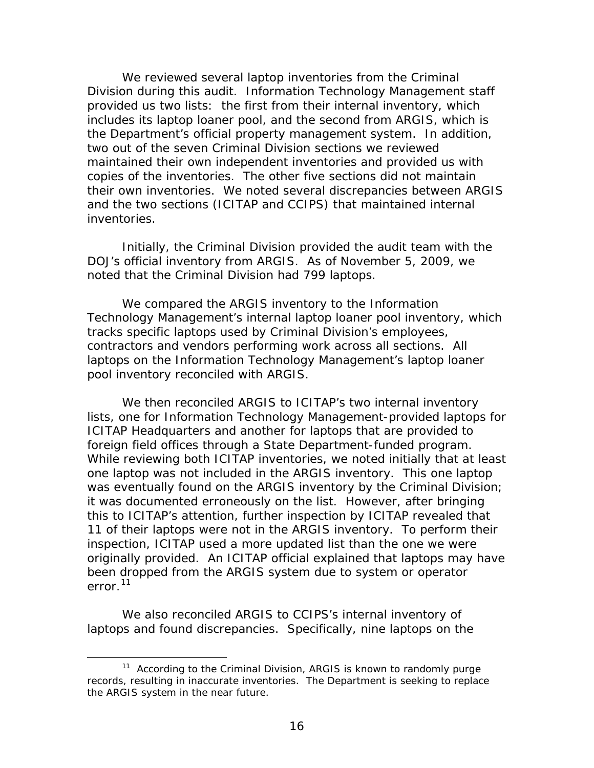We reviewed several laptop inventories from the Criminal Division during this audit. Information Technology Management staff provided us two lists: the first from their internal inventory, which includes its laptop loaner pool, and the second from ARGIS, which is the Department's official property management system. In addition, two out of the seven Criminal Division sections we reviewed maintained their own independent inventories and provided us with copies of the inventories. The other five sections did not maintain their own inventories. We noted several discrepancies between ARGIS and the two sections (ICITAP and CCIPS) that maintained internal inventories.

Initially, the Criminal Division provided the audit team with the DOJ's official inventory from ARGIS. As of November 5, 2009, we noted that the Criminal Division had 799 laptops.

We compared the ARGIS inventory to the Information Technology Management's internal laptop loaner pool inventory, which tracks specific laptops used by Criminal Division's employees, contractors and vendors performing work across all sections. All laptops on the Information Technology Management's laptop loaner pool inventory reconciled with ARGIS.

We then reconciled ARGIS to ICITAP's two internal inventory lists, one for Information Technology Management-provided laptops for ICITAP Headquarters and another for laptops that are provided to foreign field offices through a State Department-funded program. While reviewing both ICITAP inventories, we noted initially that at least one laptop was not included in the ARGIS inventory. This one laptop was eventually found on the ARGIS inventory by the Criminal Division; it was documented erroneously on the list. However, after bringing this to ICITAP's attention, further inspection by ICITAP revealed that 11 of their laptops were not in the ARGIS inventory. To perform their inspection, ICITAP used a more updated list than the one we were originally provided. An ICITAP official explained that laptops may have been dropped from the ARGIS system due to system or operator error.[11]

We also reconciled ARGIS to CCIPS's internal inventory of laptops and found discrepancies. Specifically, nine laptops on the

[11] According to the Criminal Division, ARGIS is known to randomly purge records, resulting in inaccurate inventories. The Department is seeking to replace the ARGIS system in the near future.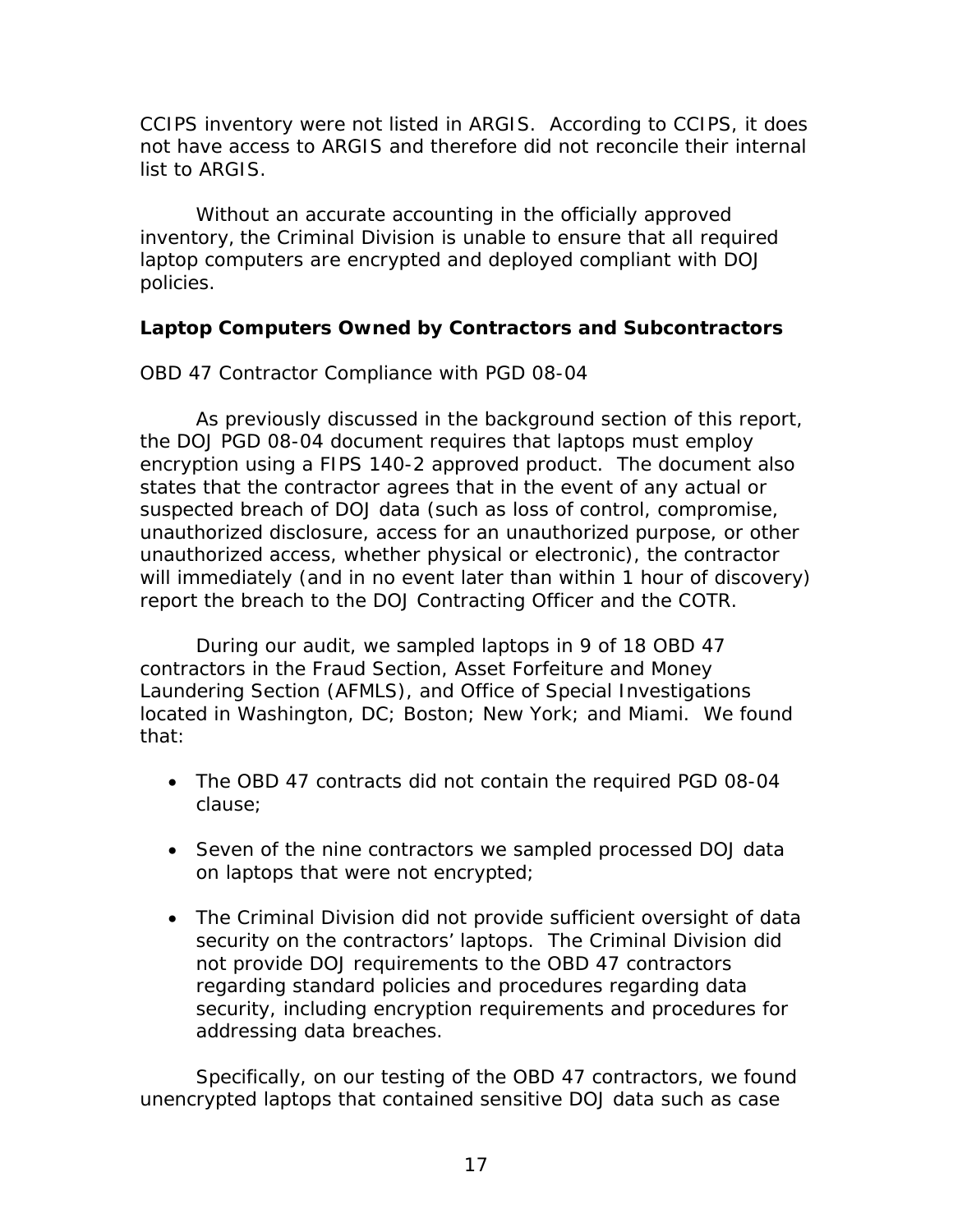CCIPS inventory were not listed in ARGIS. According to CCIPS, it does not have access to ARGIS and therefore did not reconcile their internal list to ARGIS.

Without an accurate accounting in the officially approved inventory, the Criminal Division is unable to ensure that all required laptop computers are encrypted and deployed compliant with DOJ policies.

### Laptop Computers Owned by Contractors and Subcontractors

OBD 47 Contractor Compliance with PGD 08-04

As previously discussed in the background section of this report, the DOJ PGD 08-04 document requires that laptops must employ encryption using a FIPS 140-2 approved product. The document also states that the contractor agrees that in the event of any actual or suspected breach of DOJ data (such as loss of control, compromise, unauthorized disclosure, access for an unauthorized purpose, or other unauthorized access, whether physical or electronic), the contractor will immediately (and in no event later than within 1 hour of discovery) report the breach to the DOJ Contracting Officer and the COTR.

During our audit, we sampled laptops in 9 of 18 OBD 47 contractors in the Fraud Section, Asset Forfeiture and Money Laundering Section (AFMLS), and Office of Special Investigations located in Washington, DC; Boston; New York; and Miami. We found that:

- The OBD 47 contracts did not contain the required PGD 08-04 clause;
- Seven of the nine contractors we sampled processed DOJ data on laptops that were not encrypted;
- The Criminal Division did not provide sufficient oversight of data security on the contractors' laptops. The Criminal Division did not provide DOJ requirements to the OBD 47 contractors regarding standard policies and procedures regarding data security, including encryption requirements and procedures for addressing data breaches.

Specifically, on our testing of the OBD 47 contractors, we found unencrypted laptops that contained sensitive DOJ data such as case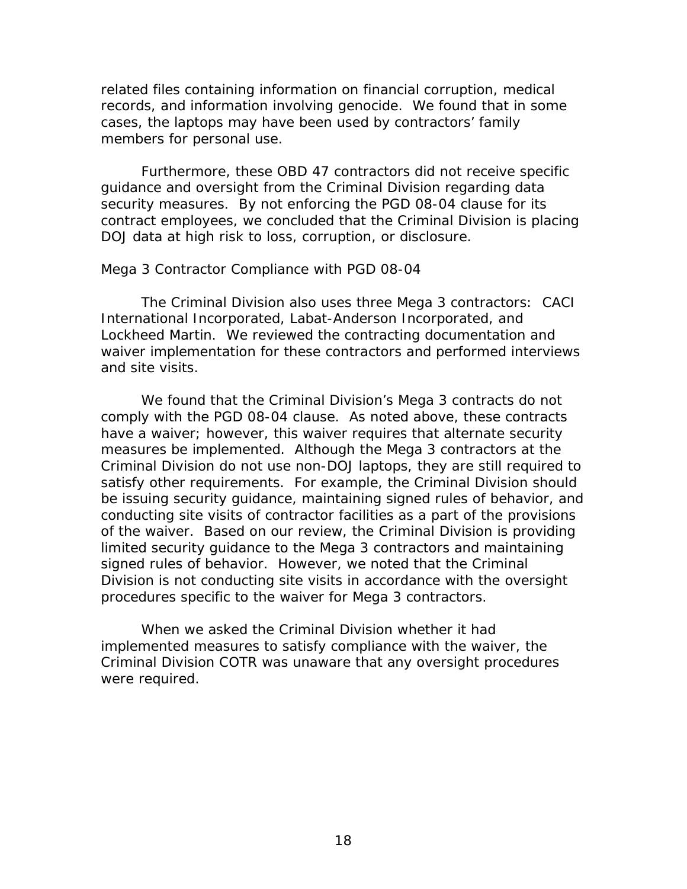related files containing information on financial corruption, medical records, and information involving genocide. We found that in some cases, the laptops may have been used by contractors' family members for personal use.

Furthermore, these OBD 47 contractors did not receive specific guidance and oversight from the Criminal Division regarding data security measures. By not enforcing the PGD 08-04 clause for its contract employees, we concluded that the Criminal Division is placing DOJ data at high risk to loss, corruption, or disclosure.

### Mega 3 Contractor Compliance with PGD 08-04

The Criminal Division also uses three Mega 3 contractors: CACI International Incorporated, Labat-Anderson Incorporated, and Lockheed Martin. We reviewed the contracting documentation and waiver implementation for these contractors and performed interviews and site visits.

We found that the Criminal Division's Mega 3 contracts do not comply with the PGD 08-04 clause. As noted above, these contracts have a waiver; however, this waiver requires that alternate security measures be implemented. Although the Mega 3 contractors at the Criminal Division do not use non-DOJ laptops, they are still required to satisfy other requirements. For example, the Criminal Division should be issuing security guidance, maintaining signed rules of behavior, and conducting site visits of contractor facilities as a part of the provisions of the waiver. Based on our review, the Criminal Division is providing limited security guidance to the Mega 3 contractors and maintaining signed rules of behavior. However, we noted that the Criminal Division is not conducting site visits in accordance with the oversight procedures specific to the waiver for Mega 3 contractors.

When we asked the Criminal Division whether it had implemented measures to satisfy compliance with the waiver, the Criminal Division COTR was unaware that any oversight procedures were required.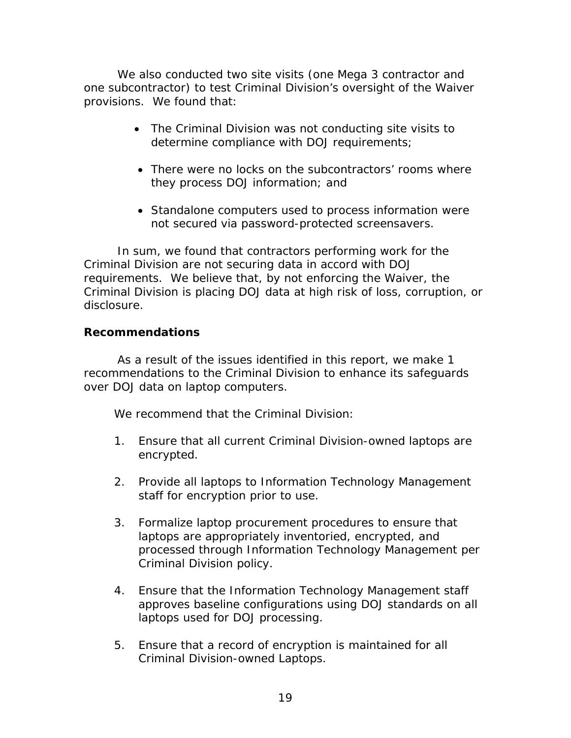We also conducted two site visits (one Mega 3 contractor and one subcontractor) to test Criminal Division's oversight of the Waiver provisions. We found that:

- The Criminal Division was not conducting site visits to determine compliance with DOJ requirements;
- There were no locks on the subcontractors' rooms where they process DOJ information; and
- Standalone computers used to process information were not secured via password-protected screensavers.

In sum, we found that contractors performing work for the Criminal Division are not securing data in accord with DOJ requirements. We believe that, by not enforcing the Waiver, the Criminal Division is placing DOJ data at high risk of loss, corruption, or disclosure.

**Recommendations**

As a result of the issues identified in this report, we make 1 recommendations to the Criminal Division to enhance its safeguards over DOJ data on laptop computers.

We recommend that the Criminal Division:

1. Ensure that all current Criminal Division-owned laptops are encrypted.
2. Provide all laptops to Information Technology Management staff for encryption prior to use.
3. Formalize laptop procurement procedures to ensure that laptops are appropriately inventoried, encrypted, and processed through Information Technology Management per Criminal Division policy.
4. Ensure that the Information Technology Management staff approves baseline configurations using DOJ standards on all laptops used for DOJ processing.
5. Ensure that a record of encryption is maintained for all Criminal Division-owned Laptops.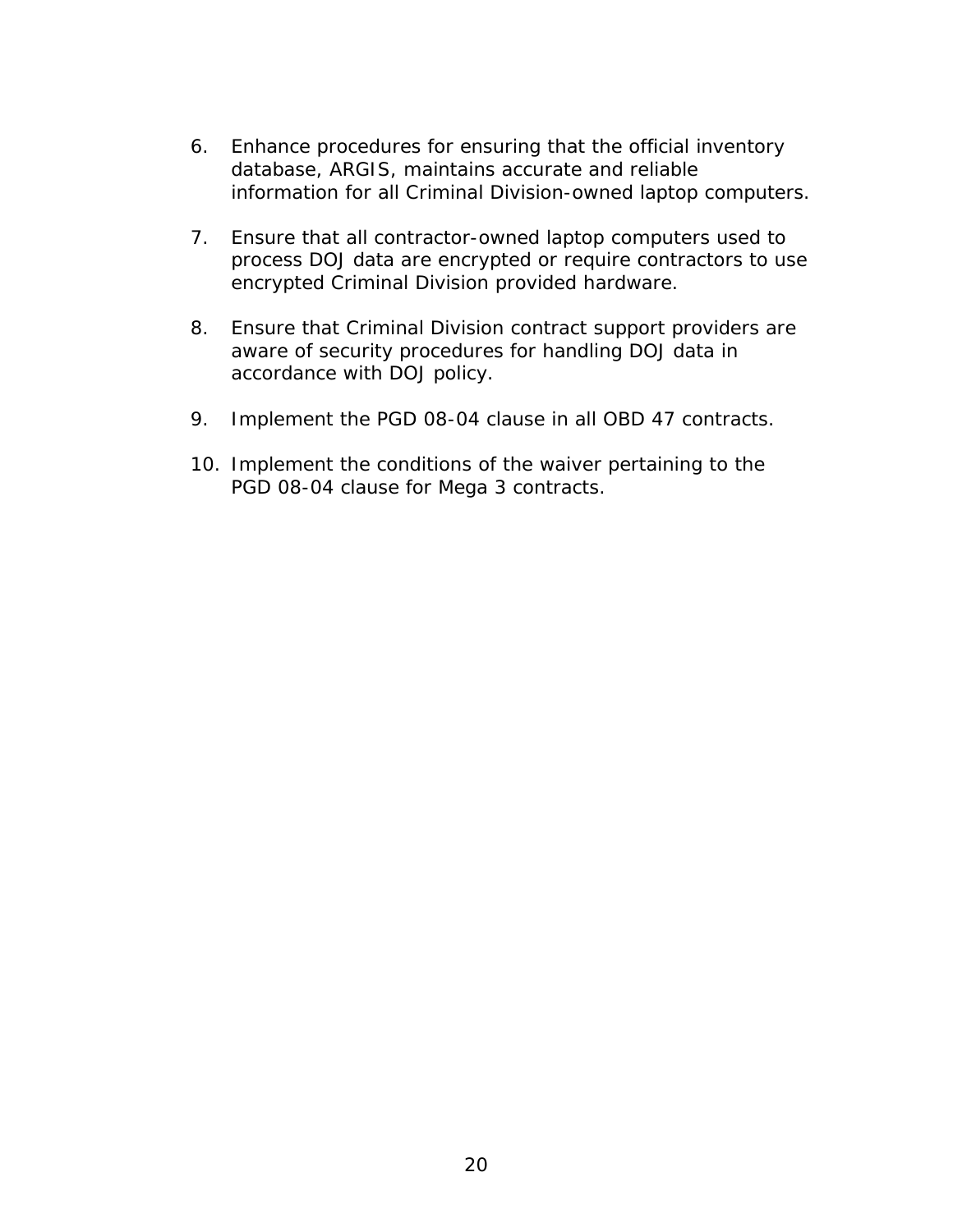6. Enhance procedures for ensuring that the official inventory database, ARGIS, maintains accurate and reliable information for all Criminal Division-owned laptop computers.

7. Ensure that all contractor-owned laptop computers used to process DOJ data are encrypted or require contractors to use encrypted Criminal Division provided hardware.

8. Ensure that Criminal Division contract support providers are aware of security procedures for handling DOJ data in accordance with DOJ policy.

9. Implement the PGD 08-04 clause in all OBD 47 contracts.

10. Implement the conditions of the waiver pertaining to the PGD 08-04 clause for Mega 3 contracts.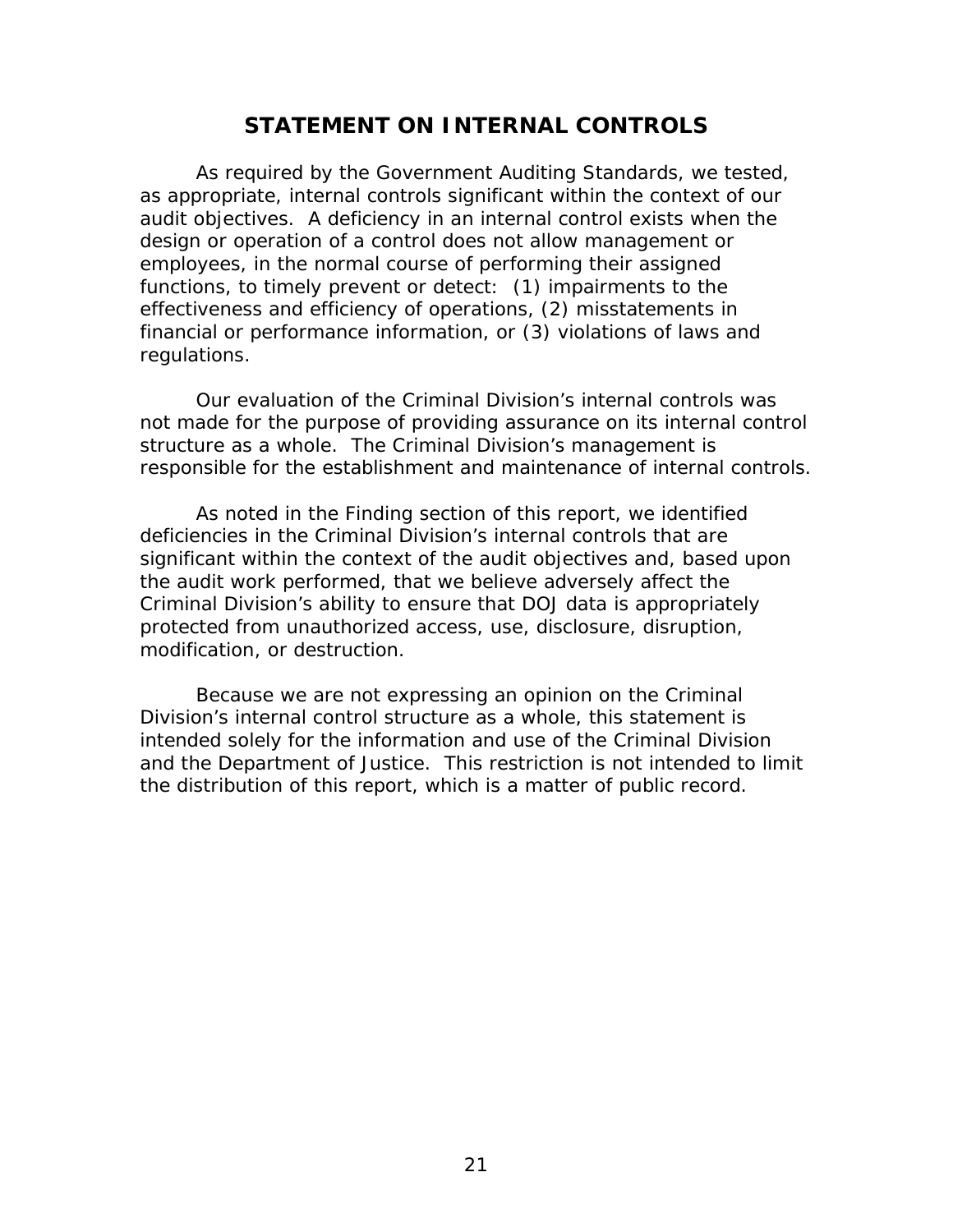# STATEMENT ON INTERNAL CONTROLS

As required by the Government Auditing Standards, we tested, as appropriate, internal controls significant within the context of our audit objectives. A deficiency in an internal control exists when the design or operation of a control does not allow management or employees, in the normal course of performing their assigned functions, to timely prevent or detect: (1) impairments to the effectiveness and efficiency of operations, (2) misstatements in financial or performance information, or (3) violations of laws and regulations.

Our evaluation of the Criminal Division's internal controls was not made for the purpose of providing assurance on its internal control structure as a whole. The Criminal Division's management is responsible for the establishment and maintenance of internal controls.

As noted in the Finding section of this report, we identified deficiencies in the Criminal Division's internal controls that are significant within the context of the audit objectives and, based upon the audit work performed, that we believe adversely affect the Criminal Division's ability to ensure that DOJ data is appropriately protected from unauthorized access, use, disclosure, disruption, modification, or destruction.

Because we are not expressing an opinion on the Criminal Division's internal control structure as a whole, this statement is intended solely for the information and use of the Criminal Division and the Department of Justice. This restriction is not intended to limit the distribution of this report, which is a matter of public record.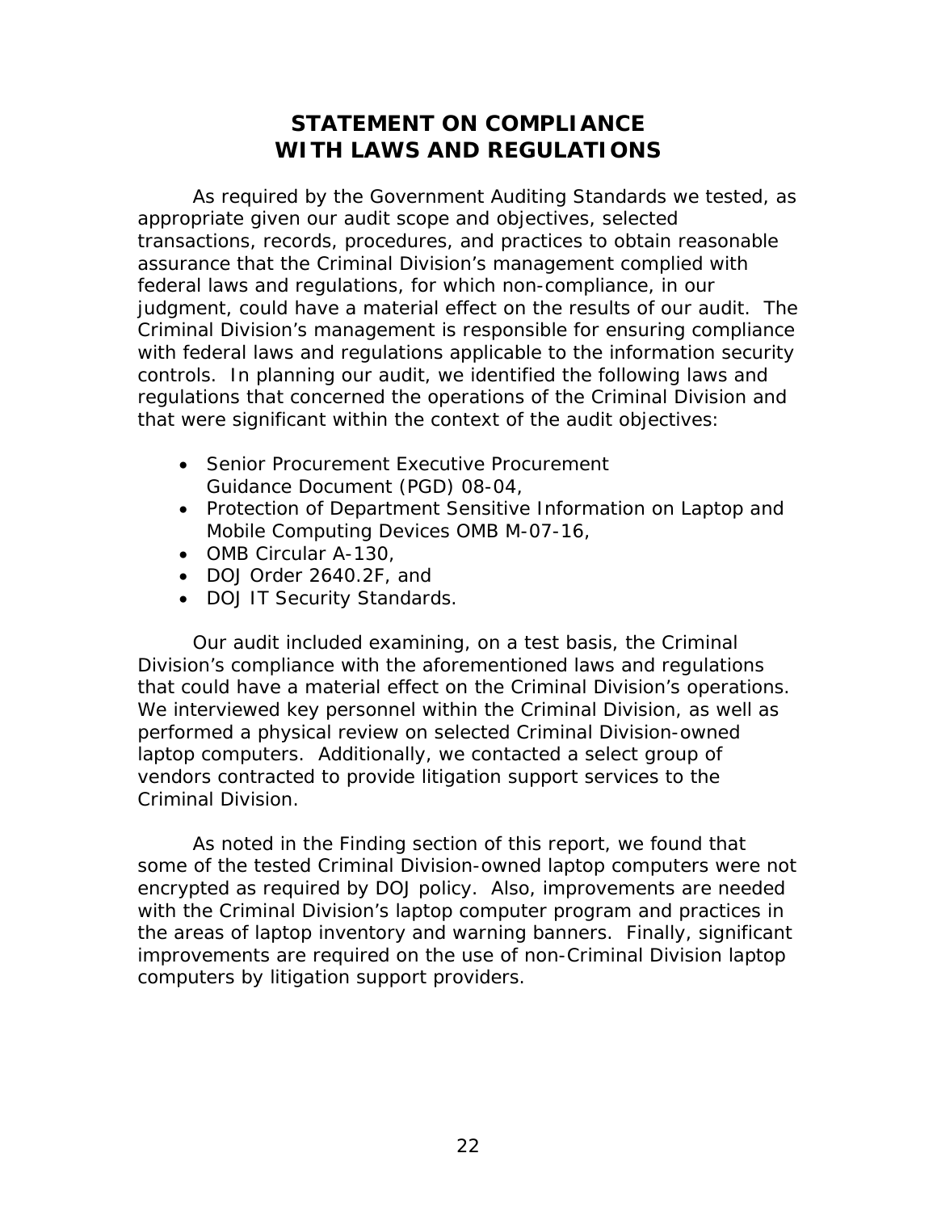# STATEMENT ON COMPLIANCE WITH LAWS AND REGULATIONS

As required by the Government Auditing Standards we tested, as appropriate given our audit scope and objectives, selected transactions, records, procedures, and practices to obtain reasonable assurance that the Criminal Division's management complied with federal laws and regulations, for which non-compliance, in our judgment, could have a material effect on the results of our audit. The Criminal Division's management is responsible for ensuring compliance with federal laws and regulations applicable to the information security controls. In planning our audit, we identified the following laws and regulations that concerned the operations of the Criminal Division and that were significant within the context of the audit objectives:

- Senior Procurement Executive Procurement Guidance Document (PGD) 08-04,
- Protection of Department Sensitive Information on Laptop and Mobile Computing Devices OMB M-07-16,
- OMB Circular A-130,
- DOJ Order 2640.2F, and
- DOJ IT Security Standards.

Our audit included examining, on a test basis, the Criminal Division's compliance with the aforementioned laws and regulations that could have a material effect on the Criminal Division's operations. We interviewed key personnel within the Criminal Division, as well as performed a physical review on selected Criminal Division-owned laptop computers. Additionally, we contacted a select group of vendors contracted to provide litigation support services to the Criminal Division.

As noted in the Finding section of this report, we found that some of the tested Criminal Division-owned laptop computers were not encrypted as required by DOJ policy. Also, improvements are needed with the Criminal Division's laptop computer program and practices in the areas of laptop inventory and warning banners. Finally, significant improvements are required on the use of non-Criminal Division laptop computers by litigation support providers.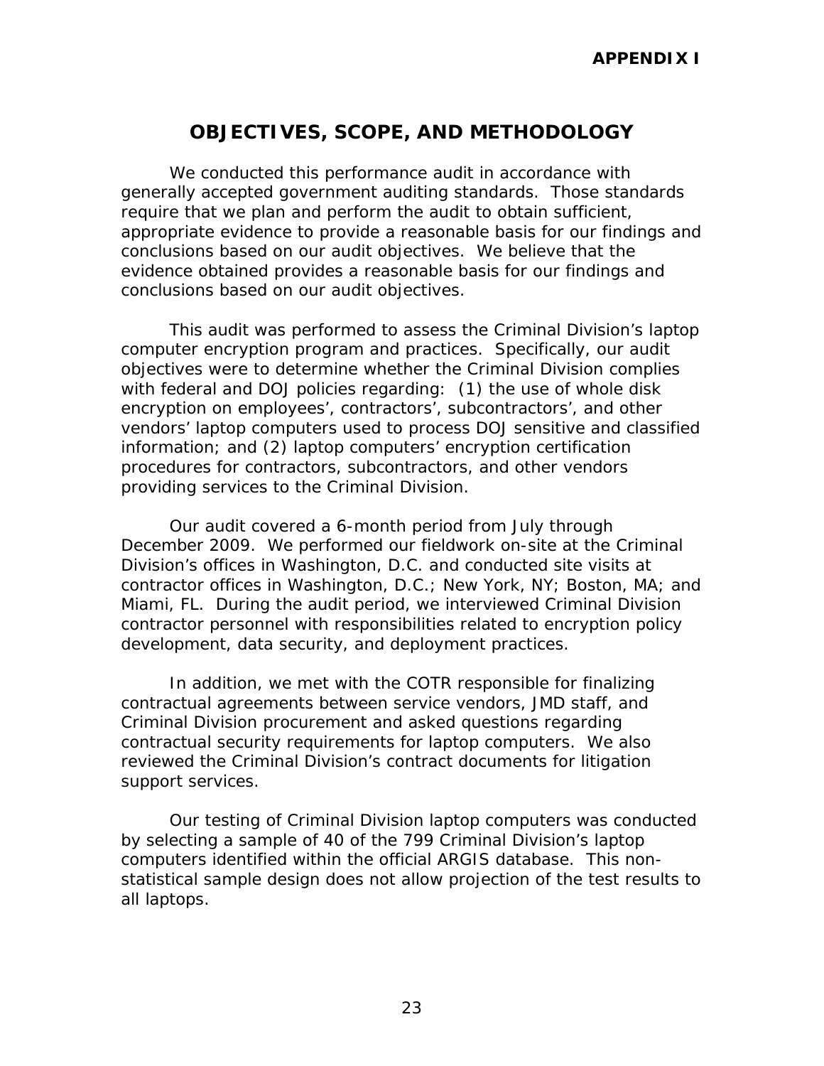**APPENDIX I**

# OBJECTIVES, SCOPE, AND METHODOLOGY

We conducted this performance audit in accordance with generally accepted government auditing standards. Those standards require that we plan and perform the audit to obtain sufficient, appropriate evidence to provide a reasonable basis for our findings and conclusions based on our audit objectives. We believe that the evidence obtained provides a reasonable basis for our findings and conclusions based on our audit objectives.

This audit was performed to assess the Criminal Division's laptop computer encryption program and practices. Specifically, our audit objectives were to determine whether the Criminal Division complies with federal and DOJ policies regarding: (1) the use of whole disk encryption on employees', contractors', subcontractors', and other vendors' laptop computers used to process DOJ sensitive and classified information; and (2) laptop computers' encryption certification procedures for contractors, subcontractors, and other vendors providing services to the Criminal Division.

Our audit covered a 6-month period from July through December 2009. We performed our fieldwork on-site at the Criminal Division's offices in Washington, D.C. and conducted site visits at contractor offices in Washington, D.C.; New York, NY; Boston, MA; and Miami, FL. During the audit period, we interviewed Criminal Division contractor personnel with responsibilities related to encryption policy development, data security, and deployment practices.

In addition, we met with the COTR responsible for finalizing contractual agreements between service vendors, JMD staff, and Criminal Division procurement and asked questions regarding contractual security requirements for laptop computers. We also reviewed the Criminal Division's contract documents for litigation support services.

Our testing of Criminal Division laptop computers was conducted by selecting a sample of 40 of the 799 Criminal Division's laptop computers identified within the official ARGIS database. This non-statistical sample design does not allow projection of the test results to all laptops.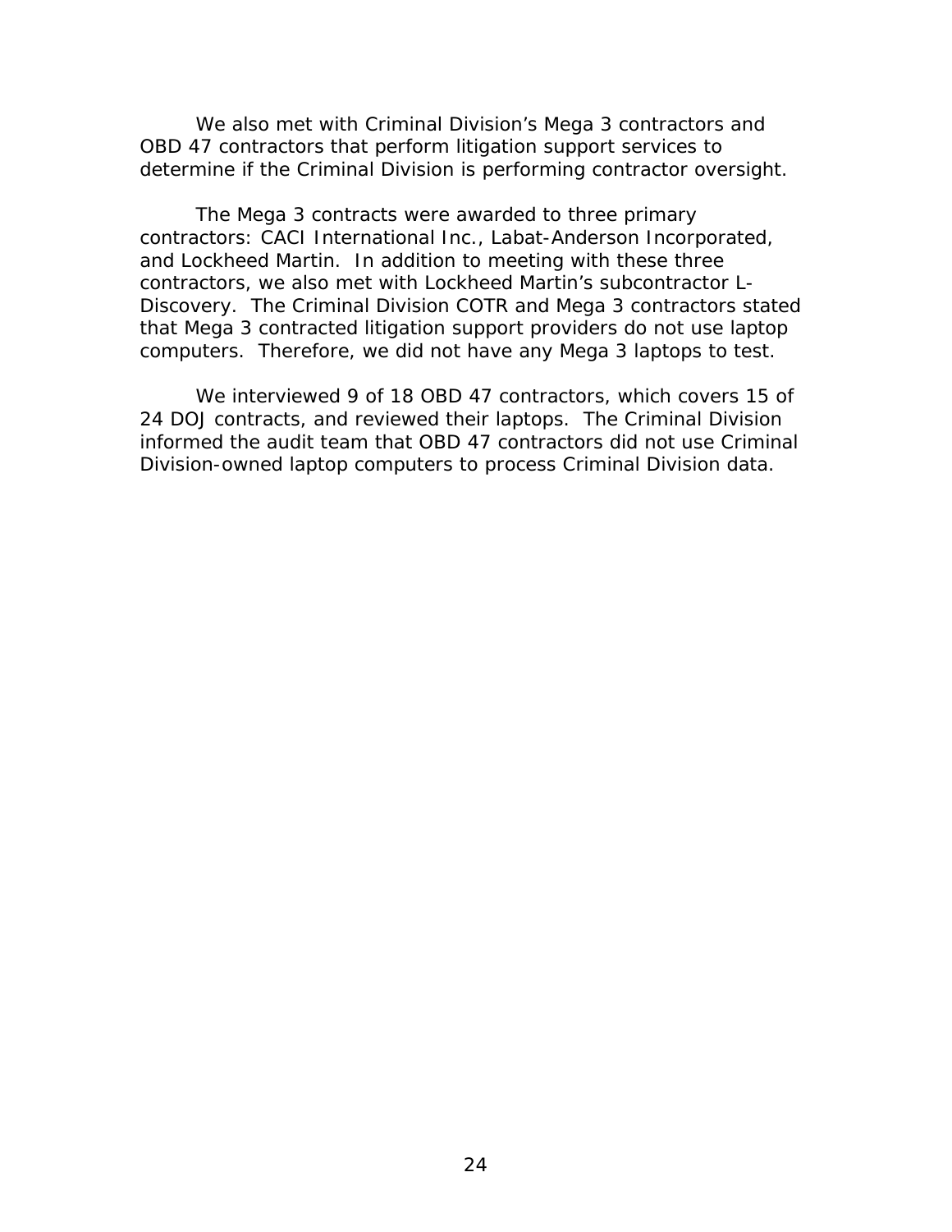We also met with Criminal Division's Mega 3 contractors and OBD 47 contractors that perform litigation support services to determine if the Criminal Division is performing contractor oversight.

The Mega 3 contracts were awarded to three primary contractors: CACI International Inc., Labat-Anderson Incorporated, and Lockheed Martin. In addition to meeting with these three contractors, we also met with Lockheed Martin's subcontractor L-Discovery. The Criminal Division COTR and Mega 3 contractors stated that Mega 3 contracted litigation support providers do not use laptop computers. Therefore, we did not have any Mega 3 laptops to test.

We interviewed 9 of 18 OBD 47 contractors, which covers 15 of 24 DOJ contracts, and reviewed their laptops. The Criminal Division informed the audit team that OBD 47 contractors did not use Criminal Division-owned laptop computers to process Criminal Division data.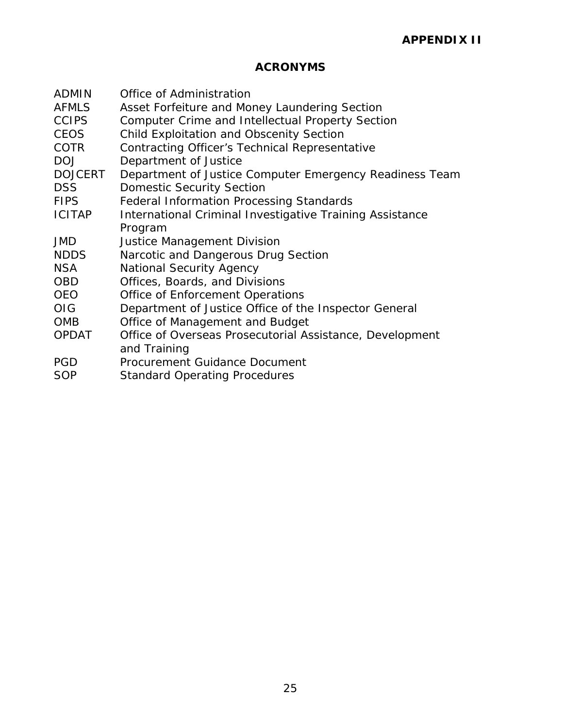**APPENDIX II**

## ACRONYMS

| | |
|---|---|
| ADMIN | Office of Administration |
| AFMLS | Asset Forfeiture and Money Laundering Section |
| CCIPS | Computer Crime and Intellectual Property Section |
| CEOS | Child Exploitation and Obscenity Section |
| COTR | Contracting Officer's Technical Representative |
| DOJ | Department of Justice |
| DOJCERT | Department of Justice Computer Emergency Readiness Team |
| DSS | Domestic Security Section |
| FIPS | Federal Information Processing Standards |
| ICITAP | International Criminal Investigative Training Assistance Program |
| JMD | Justice Management Division |
| NDDS | Narcotic and Dangerous Drug Section |
| NSA | National Security Agency |
| OBD | Offices, Boards, and Divisions |
| OEO | Office of Enforcement Operations |
| OIG | Department of Justice Office of the Inspector General |
| OMB | Office of Management and Budget |
| OPDAT | Office of Overseas Prosecutorial Assistance, Development and Training |
| PGD | Procurement Guidance Document |
| SOP | Standard Operating Procedures |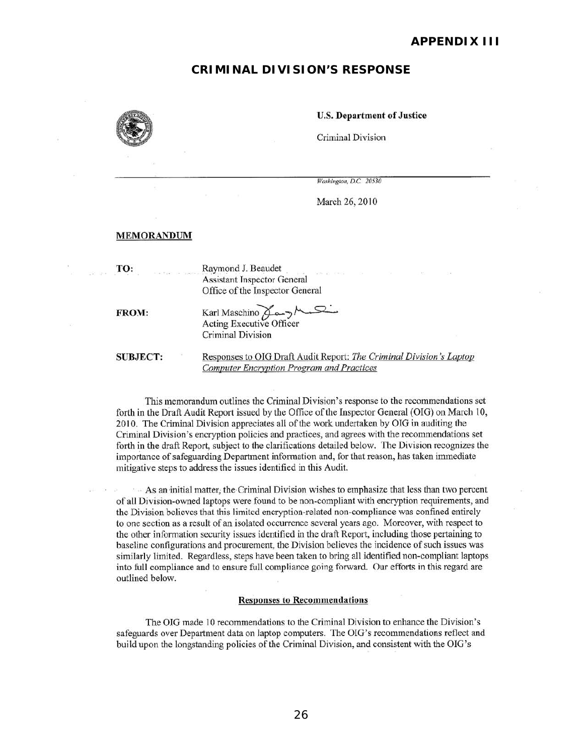## APPENDIX III

## CRIMINAL DIVISION'S RESPONSE

**U.S. Department of Justice**

Criminal Division

*Washington, D.C. 20530*

March 26, 2010

**MEMORANDUM**

**TO:** Raymond J. Beaudet
Assistant Inspector General
Office of the Inspector General

**FROM:** Karl Maschino
Acting Executive Officer
Criminal Division

**SUBJECT:** Responses to OIG Draft Audit Report: *The Criminal Division's Laptop Computer Encryption Program and Practices*

This memorandum outlines the Criminal Division's response to the recommendations set forth in the Draft Audit Report issued by the Office of the Inspector General (OIG) on March 10, 2010. The Criminal Division appreciates all of the work undertaken by OIG in auditing the Criminal Division's encryption policies and practices, and agrees with the recommendations set forth in the draft Report, subject to the clarifications detailed below. The Division recognizes the importance of safeguarding Department information and, for that reason, has taken immediate mitigative steps to address the issues identified in this Audit.

As an initial matter, the Criminal Division wishes to emphasize that less than two percent of all Division-owned laptops were found to be non-compliant with encryption requirements, and the Division believes that this limited encryption-related non-compliance was confined entirely to one section as a result of an isolated occurrence several years ago. Moreover, with respect to the other information security issues identified in the draft Report, including those pertaining to baseline configurations and procurement, the Division believes the incidence of such issues was similarly limited. Regardless, steps have been taken to bring all identified non-compliant laptops into full compliance and to ensure full compliance going forward. Our efforts in this regard are outlined below.

**Responses to Recommendations**

The OIG made 10 recommendations to the Criminal Division to enhance the Division's safeguards over Department data on laptop computers. The OIG's recommendations reflect and build upon the longstanding policies of the Criminal Division, and consistent with the OIG's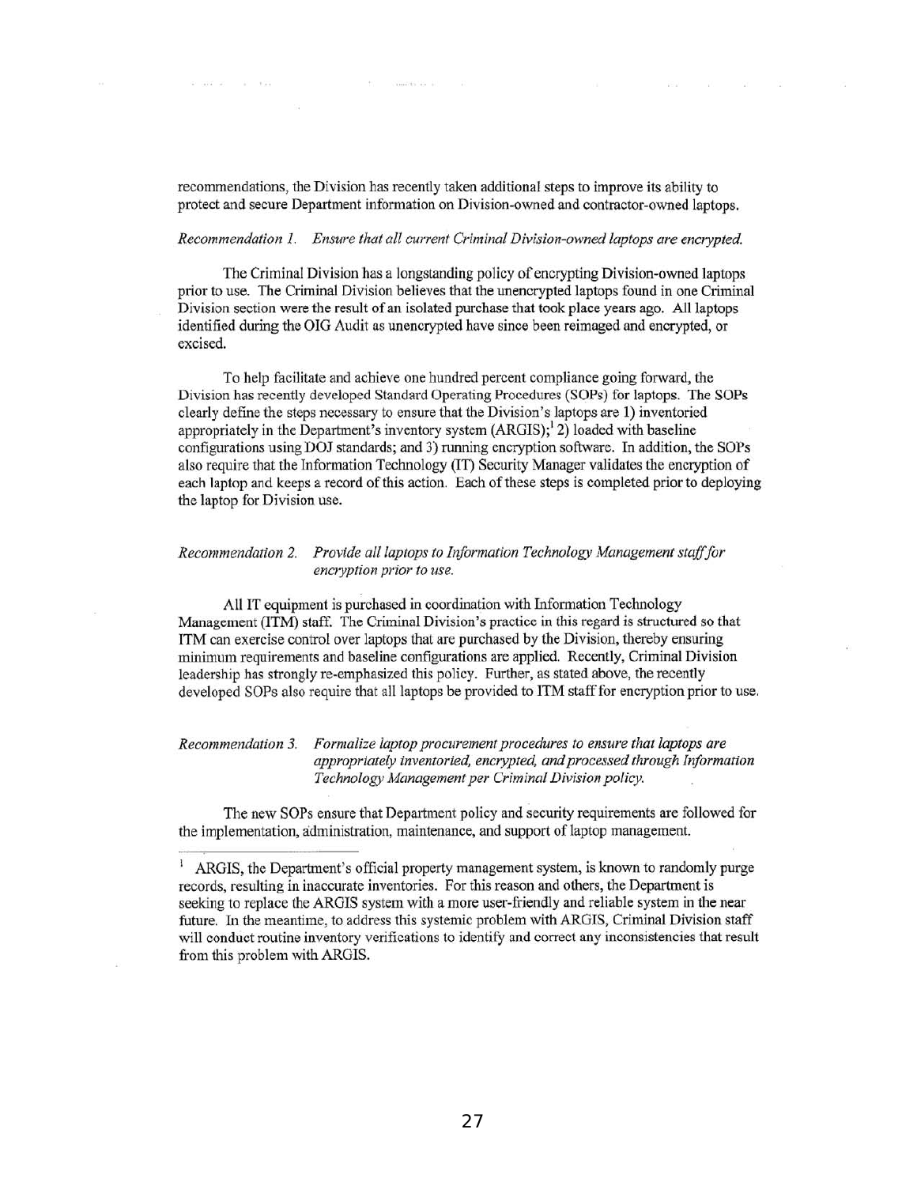recommendations, the Division has recently taken additional steps to improve its ability to protect and secure Department information on Division-owned and contractor-owned laptops.

*Recommendation 1. Ensure that all current Criminal Division-owned laptops are encrypted.*

The Criminal Division has a longstanding policy of encrypting Division-owned laptops prior to use. The Criminal Division believes that the unencrypted laptops found in one Criminal Division section were the result of an isolated purchase that took place years ago. All laptops identified during the OIG Audit as unencrypted have since been reimaged and encrypted, or excised.

To help facilitate and achieve one hundred percent compliance going forward, the Division has recently developed Standard Operating Procedures (SOPs) for laptops. The SOPs clearly define the steps necessary to ensure that the Division's laptops are 1) inventoried appropriately in the Department's inventory system (ARGIS);[1] 2) loaded with baseline configurations using DOJ standards; and 3) running encryption software. In addition, the SOPs also require that the Information Technology (IT) Security Manager validates the encryption of each laptop and keeps a record of this action. Each of these steps is completed prior to deploying the laptop for Division use.

*Recommendation 2. Provide all laptops to Information Technology Management staff for encryption prior to use.*

All IT equipment is purchased in coordination with Information Technology Management (ITM) staff. The Criminal Division's practice in this regard is structured so that ITM can exercise control over laptops that are purchased by the Division, thereby ensuring minimum requirements and baseline configurations are applied. Recently, Criminal Division leadership has strongly re-emphasized this policy. Further, as stated above, the recently developed SOPs also require that all laptops be provided to ITM staff for encryption prior to use.

*Recommendation 3. Formalize laptop procurement procedures to ensure that laptops are appropriately inventoried, encrypted, and processed through Information Technology Management per Criminal Division policy.*

The new SOPs ensure that Department policy and security requirements are followed for the implementation, administration, maintenance, and support of laptop management.

---

[1] ARGIS, the Department's official property management system, is known to randomly purge records, resulting in inaccurate inventories. For this reason and others, the Department is seeking to replace the ARGIS system with a more user-friendly and reliable system in the near future. In the meantime, to address this systemic problem with ARGIS, Criminal Division staff will conduct routine inventory verifications to identify and correct any inconsistencies that result from this problem with ARGIS.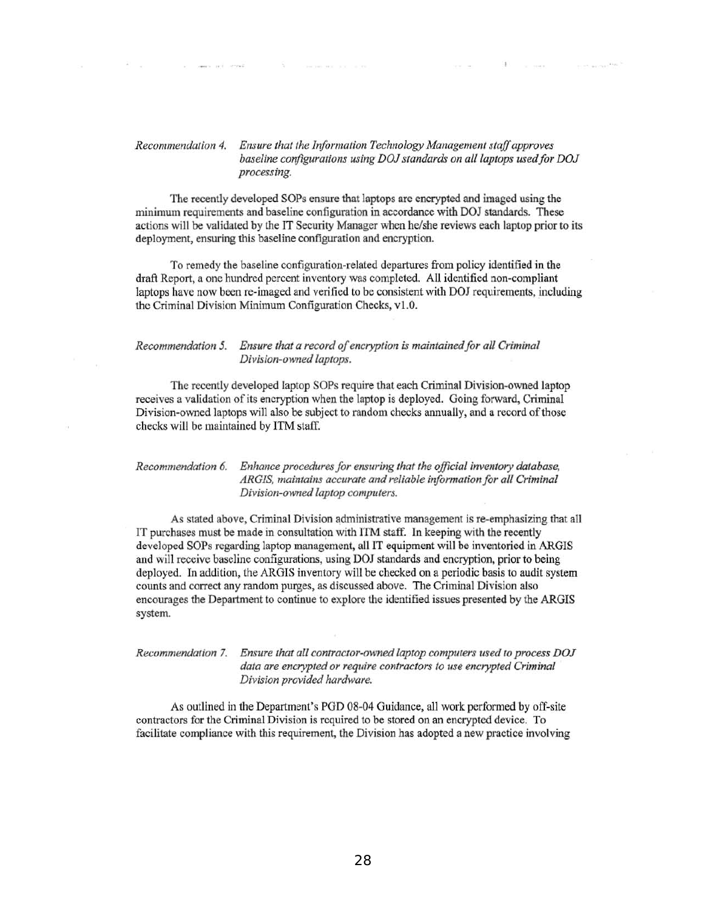*Recommendation 4. Ensure that the Information Technology Management staff approves baseline configurations using DOJ standards on all laptops used for DOJ processing.*

The recently developed SOPs ensure that laptops are encrypted and imaged using the minimum requirements and baseline configuration in accordance with DOJ standards. These actions will be validated by the IT Security Manager when he/she reviews each laptop prior to its deployment, ensuring this baseline configuration and encryption.

To remedy the baseline configuration-related departures from policy identified in the draft Report, a one hundred percent inventory was completed. All identified non-compliant laptops have now been re-imaged and verified to be consistent with DOJ requirements, including the Criminal Division Minimum Configuration Checks, v1.0.

*Recommendation 5. Ensure that a record of encryption is maintained for all Criminal Division-owned laptops.*

The recently developed laptop SOPs require that each Criminal Division-owned laptop receives a validation of its encryption when the laptop is deployed. Going forward, Criminal Division-owned laptops will also be subject to random checks annually, and a record of those checks will be maintained by ITM staff.

*Recommendation 6. Enhance procedures for ensuring that the official inventory database, ARGIS, maintains accurate and reliable information for all Criminal Division-owned laptop computers.*

As stated above, Criminal Division administrative management is re-emphasizing that all IT purchases must be made in consultation with ITM staff. In keeping with the recently developed SOPs regarding laptop management, all IT equipment will be inventoried in ARGIS and will receive baseline configurations, using DOJ standards and encryption, prior to being deployed. In addition, the ARGIS inventory will be checked on a periodic basis to audit system counts and correct any random purges, as discussed above. The Criminal Division also encourages the Department to continue to explore the identified issues presented by the ARGIS system.

*Recommendation 7. Ensure that all contractor-owned laptop computers used to process DOJ data are encrypted or require contractors to use encrypted Criminal Division provided hardware.*

As outlined in the Department's PGD 08-04 Guidance, all work performed by off-site contractors for the Criminal Division is required to be stored on an encrypted device. To facilitate compliance with this requirement, the Division has adopted a new practice involving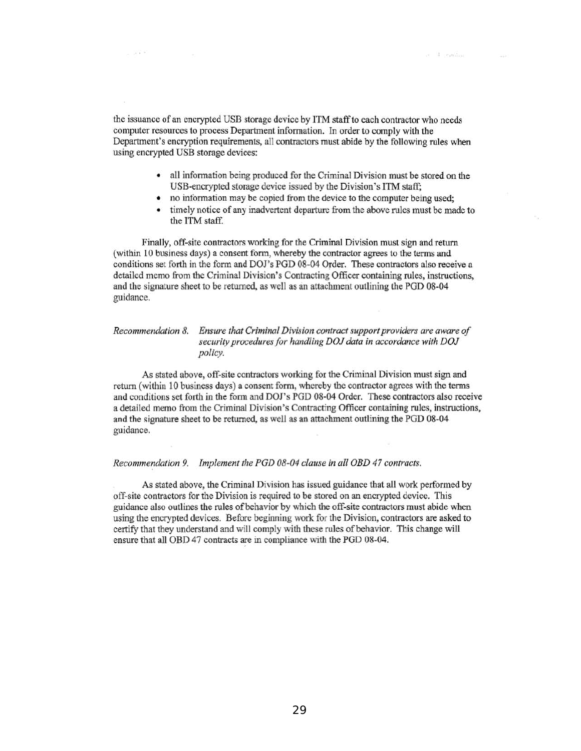the issuance of an encrypted USB storage device by ITM staff to each contractor who needs computer resources to process Department information. In order to comply with the Department's encryption requirements, all contractors must abide by the following rules when using encrypted USB storage devices:

- all information being produced for the Criminal Division must be stored on the USB-encrypted storage device issued by the Division's ITM staff;
- no information may be copied from the device to the computer being used;
- timely notice of any inadvertent departure from the above rules must be made to the ITM staff.

Finally, off-site contractors working for the Criminal Division must sign and return (within 10 business days) a consent form, whereby the contractor agrees to the terms and conditions set forth in the form and DOJ's PGD 08-04 Order. These contractors also receive a detailed memo from the Criminal Division's Contracting Officer containing rules, instructions, and the signature sheet to be returned, as well as an attachment outlining the PGD 08-04 guidance.

*Recommendation 8. Ensure that Criminal Division contract support providers are aware of security procedures for handling DOJ data in accordance with DOJ policy.*

As stated above, off-site contractors working for the Criminal Division must sign and return (within 10 business days) a consent form, whereby the contractor agrees with the terms and conditions set forth in the form and DOJ's PGD 08-04 Order. These contractors also receive a detailed memo from the Criminal Division's Contracting Officer containing rules, instructions, and the signature sheet to be returned, as well as an attachment outlining the PGD 08-04 guidance.

*Recommendation 9. Implement the PGD 08-04 clause in all OBD 47 contracts.*

As stated above, the Criminal Division has issued guidance that all work performed by off-site contractors for the Division is required to be stored on an encrypted device. This guidance also outlines the rules of behavior by which the off-site contractors must abide when using the encrypted devices. Before beginning work for the Division, contractors are asked to certify that they understand and will comply with these rules of behavior. This change will ensure that all OBD 47 contracts are in compliance with the PGD 08-04.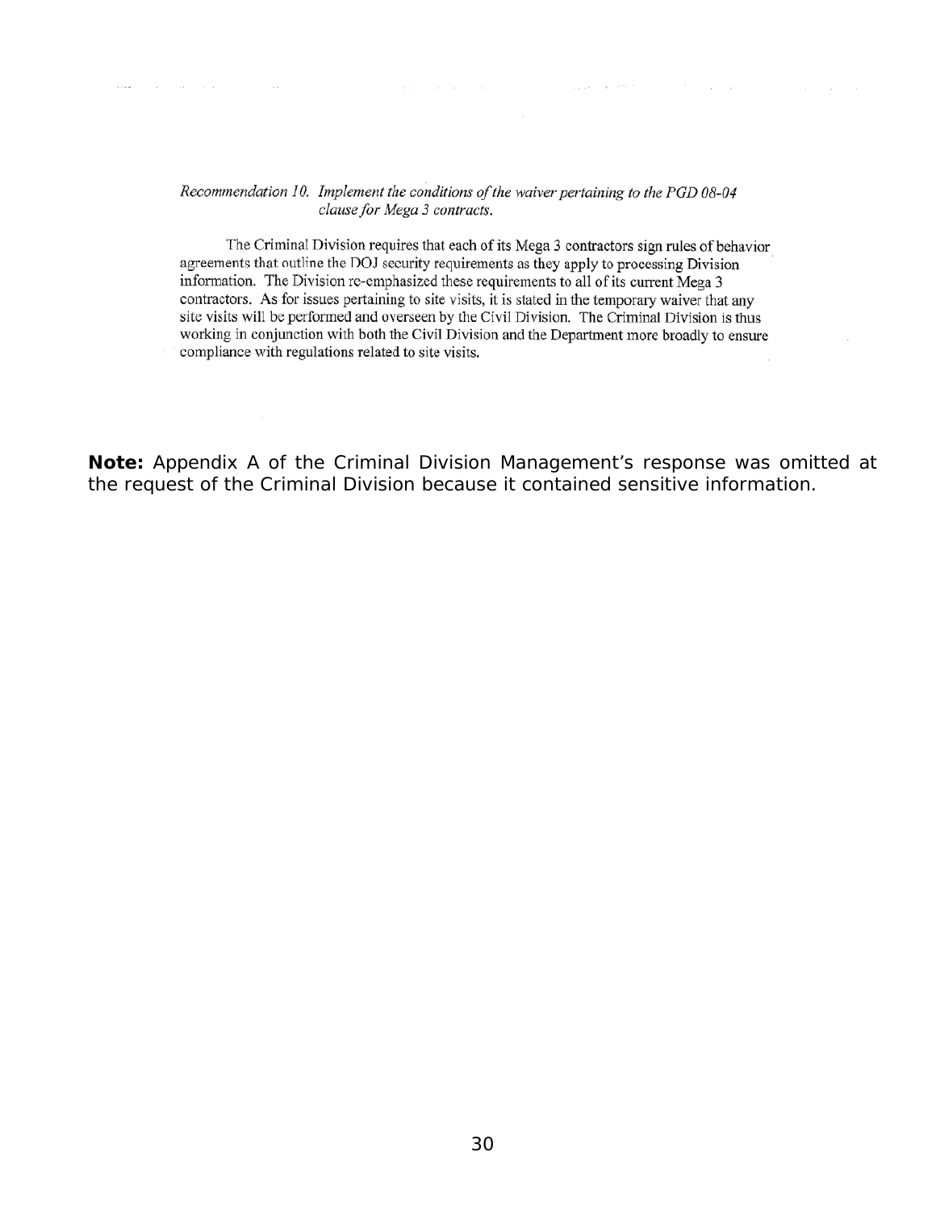*Recommendation 10. Implement the conditions of the waiver pertaining to the PGD 08-04 clause for Mega 3 contracts.*

The Criminal Division requires that each of its Mega 3 contractors sign rules of behavior agreements that outline the DOJ security requirements as they apply to processing Division information. The Division re-emphasized these requirements to all of its current Mega 3 contractors. As for issues pertaining to site visits, it is stated in the temporary waiver that any site visits will be performed and overseen by the Civil Division. The Criminal Division is thus working in conjunction with both the Civil Division and the Department more broadly to ensure compliance with regulations related to site visits.

**Note:** Appendix A of the Criminal Division Management's response was omitted at the request of the Criminal Division because it contained sensitive information.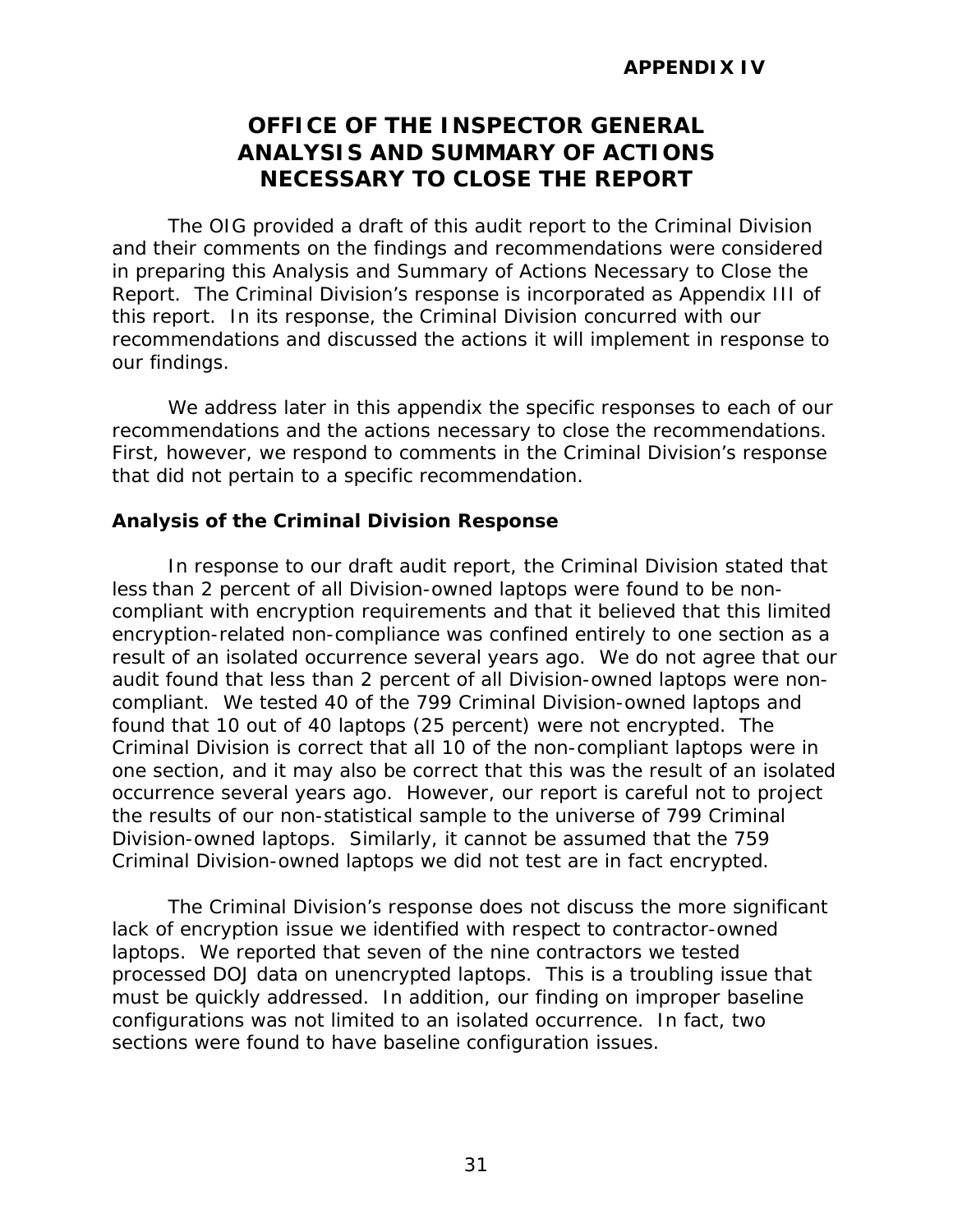**APPENDIX IV**

# OFFICE OF THE INSPECTOR GENERAL ANALYSIS AND SUMMARY OF ACTIONS NECESSARY TO CLOSE THE REPORT

The OIG provided a draft of this audit report to the Criminal Division and their comments on the findings and recommendations were considered in preparing this Analysis and Summary of Actions Necessary to Close the Report. The Criminal Division's response is incorporated as Appendix III of this report. In its response, the Criminal Division concurred with our recommendations and discussed the actions it will implement in response to our findings.

We address later in this appendix the specific responses to each of our recommendations and the actions necessary to close the recommendations. First, however, we respond to comments in the Criminal Division's response that did not pertain to a specific recommendation.

## Analysis of the Criminal Division Response

In response to our draft audit report, the Criminal Division stated that less than 2 percent of all Division-owned laptops were found to be non-compliant with encryption requirements and that it believed that this limited encryption-related non-compliance was confined entirely to one section as a result of an isolated occurrence several years ago. We do not agree that our audit found that less than 2 percent of all Division-owned laptops were non-compliant. We tested 40 of the 799 Criminal Division-owned laptops and found that 10 out of 40 laptops (25 percent) were not encrypted. The Criminal Division is correct that all 10 of the non-compliant laptops were in one section, and it may also be correct that this was the result of an isolated occurrence several years ago. However, our report is careful not to project the results of our non-statistical sample to the universe of 799 Criminal Division-owned laptops. Similarly, it cannot be assumed that the 759 Criminal Division-owned laptops we did not test are in fact encrypted.

The Criminal Division's response does not discuss the more significant lack of encryption issue we identified with respect to contractor-owned laptops. We reported that seven of the nine contractors we tested processed DOJ data on unencrypted laptops. This is a troubling issue that must be quickly addressed. In addition, our finding on improper baseline configurations was not limited to an isolated occurrence. In fact, two sections were found to have baseline configuration issues.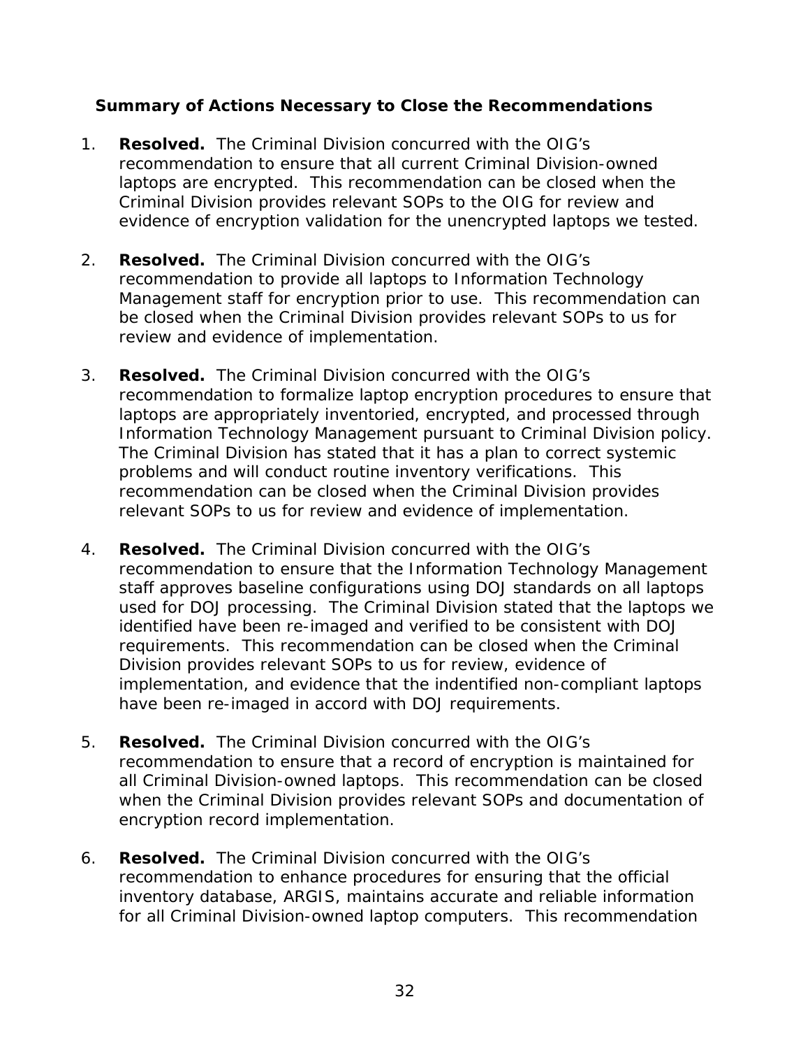### Summary of Actions Necessary to Close the Recommendations

1. **Resolved.** The Criminal Division concurred with the OIG's recommendation to ensure that all current Criminal Division-owned laptops are encrypted. This recommendation can be closed when the Criminal Division provides relevant SOPs to the OIG for review and evidence of encryption validation for the unencrypted laptops we tested.

2. **Resolved.** The Criminal Division concurred with the OIG's recommendation to provide all laptops to Information Technology Management staff for encryption prior to use. This recommendation can be closed when the Criminal Division provides relevant SOPs to us for review and evidence of implementation.

3. **Resolved.** The Criminal Division concurred with the OIG's recommendation to formalize laptop encryption procedures to ensure that laptops are appropriately inventoried, encrypted, and processed through Information Technology Management pursuant to Criminal Division policy. The Criminal Division has stated that it has a plan to correct systemic problems and will conduct routine inventory verifications. This recommendation can be closed when the Criminal Division provides relevant SOPs to us for review and evidence of implementation.

4. **Resolved.** The Criminal Division concurred with the OIG's recommendation to ensure that the Information Technology Management staff approves baseline configurations using DOJ standards on all laptops used for DOJ processing. The Criminal Division stated that the laptops we identified have been re-imaged and verified to be consistent with DOJ requirements. This recommendation can be closed when the Criminal Division provides relevant SOPs to us for review, evidence of implementation, and evidence that the indentified non-compliant laptops have been re-imaged in accord with DOJ requirements.

5. **Resolved.** The Criminal Division concurred with the OIG's recommendation to ensure that a record of encryption is maintained for all Criminal Division-owned laptops. This recommendation can be closed when the Criminal Division provides relevant SOPs and documentation of encryption record implementation.

6. **Resolved.** The Criminal Division concurred with the OIG's recommendation to enhance procedures for ensuring that the official inventory database, ARGIS, maintains accurate and reliable information for all Criminal Division-owned laptop computers. This recommendation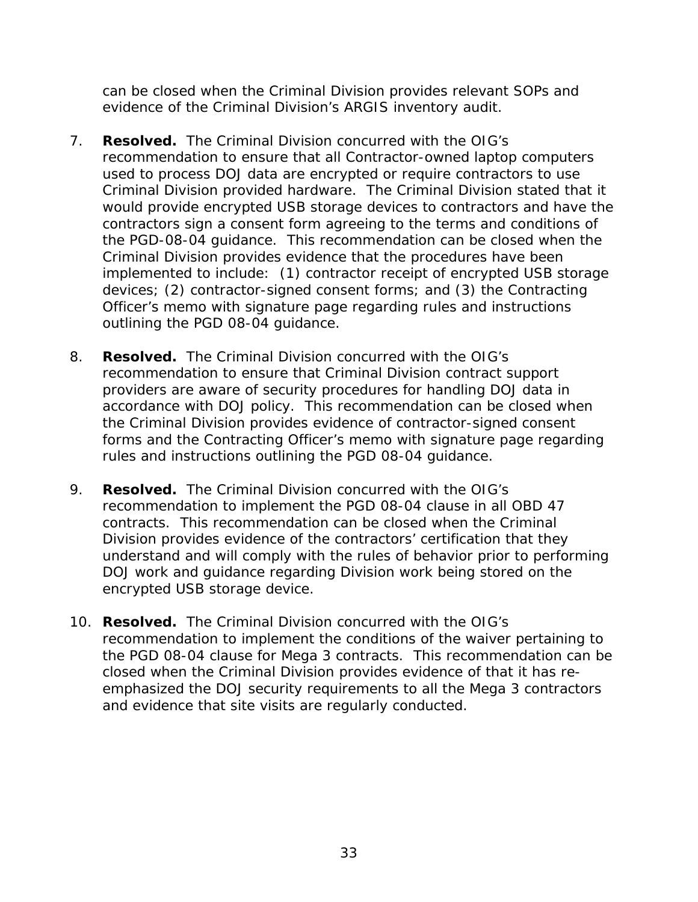can be closed when the Criminal Division provides relevant SOPs and evidence of the Criminal Division's ARGIS inventory audit.

7. **Resolved.** The Criminal Division concurred with the OIG's recommendation to ensure that all Contractor-owned laptop computers used to process DOJ data are encrypted or require contractors to use Criminal Division provided hardware. The Criminal Division stated that it would provide encrypted USB storage devices to contractors and have the contractors sign a consent form agreeing to the terms and conditions of the PGD-08-04 guidance. This recommendation can be closed when the Criminal Division provides evidence that the procedures have been implemented to include: (1) contractor receipt of encrypted USB storage devices; (2) contractor-signed consent forms; and (3) the Contracting Officer's memo with signature page regarding rules and instructions outlining the PGD 08-04 guidance.

8. **Resolved.** The Criminal Division concurred with the OIG's recommendation to ensure that Criminal Division contract support providers are aware of security procedures for handling DOJ data in accordance with DOJ policy. This recommendation can be closed when the Criminal Division provides evidence of contractor-signed consent forms and the Contracting Officer's memo with signature page regarding rules and instructions outlining the PGD 08-04 guidance.

9. **Resolved.** The Criminal Division concurred with the OIG's recommendation to implement the PGD 08-04 clause in all OBD 47 contracts. This recommendation can be closed when the Criminal Division provides evidence of the contractors' certification that they understand and will comply with the rules of behavior prior to performing DOJ work and guidance regarding Division work being stored on the encrypted USB storage device.

10. **Resolved.** The Criminal Division concurred with the OIG's recommendation to implement the conditions of the waiver pertaining to the PGD 08-04 clause for Mega 3 contracts. This recommendation can be closed when the Criminal Division provides evidence of that it has re-emphasized the DOJ security requirements to all the Mega 3 contractors and evidence that site visits are regularly conducted.